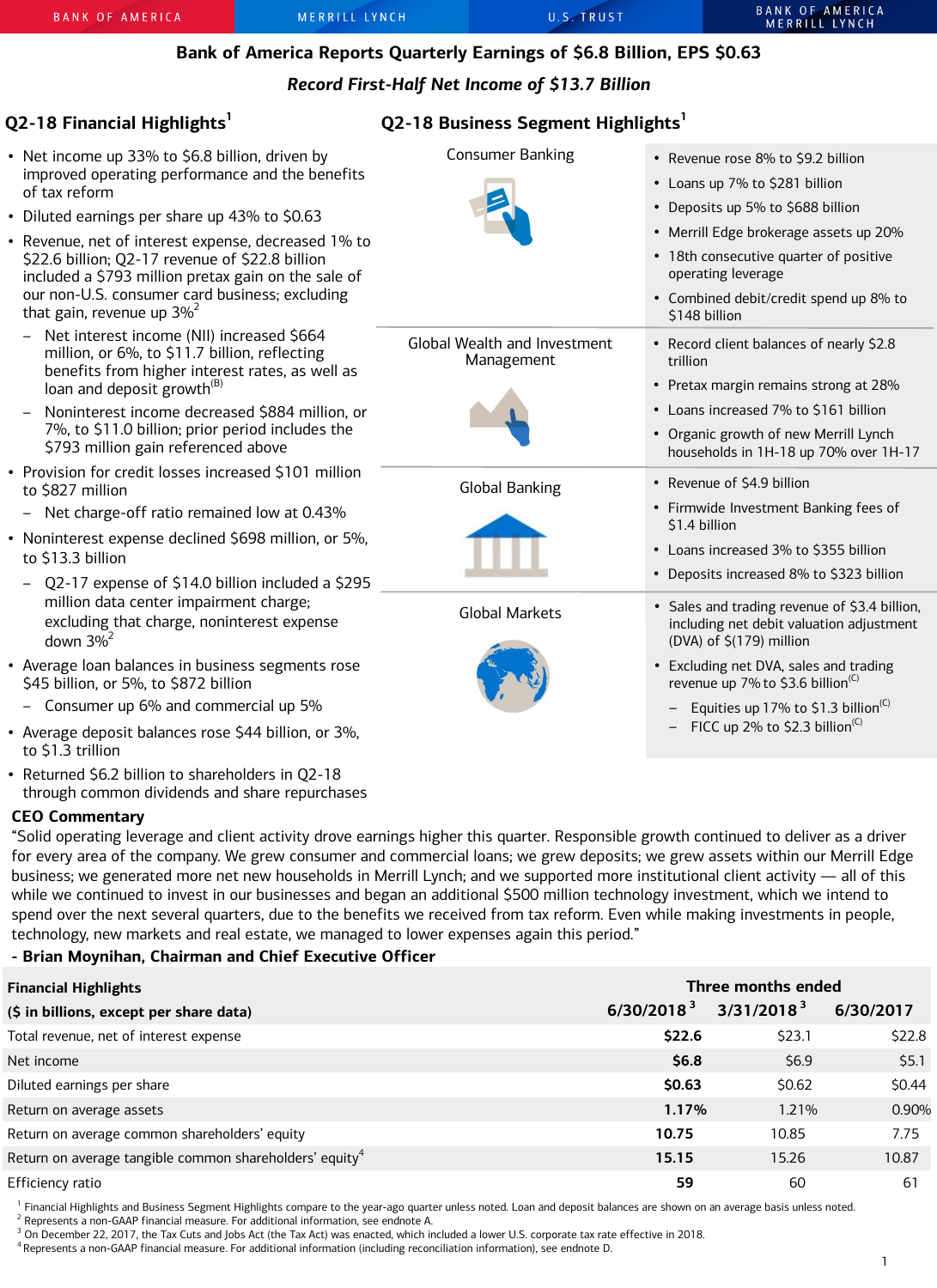# Bank of America Reports Quarterly Earnings of $6.8 Billion, EPS $0.63

*Record First-Half Net Income of $13.7 Billion*

## Q2-18 Financial Highlights[1]

- Net income up 33% to $6.8 billion, driven by improved operating performance and the benefits of tax reform
- Diluted earnings per share up 43% to $0.63
- Revenue, net of interest expense, decreased 1% to $22.6 billion; Q2-17 revenue of $22.8 billion included a $793 million pretax gain on the sale of our non-U.S. consumer card business; excluding that gain, revenue up 3%[2]
  - Net interest income (NII) increased $664 million, or 6%, to $11.7 billion, reflecting benefits from higher interest rates, as well as loan and deposit growth[(B)]
  - Noninterest income decreased $884 million, or 7%, to $11.0 billion; prior period includes the $793 million gain referenced above
- Provision for credit losses increased $101 million to $827 million
  - Net charge-off ratio remained low at 0.43%
- Noninterest expense declined $698 million, or 5%, to $13.3 billion
  - Q2-17 expense of $14.0 billion included a $295 million data center impairment charge; excluding that charge, noninterest expense down 3%[2]
- Average loan balances in business segments rose $45 billion, or 5%, to $872 billion
  - Consumer up 6% and commercial up 5%
- Average deposit balances rose $44 billion, or 3%, to $1.3 trillion
- Returned $6.2 billion to shareholders in Q2-18 through common dividends and share repurchases

## Q2-18 Business Segment Highlights[1]

### Consumer Banking

- Revenue rose 8% to $9.2 billion
- Loans up 7% to $281 billion
- Deposits up 5% to $688 billion
- Merrill Edge brokerage assets up 20%
- 18th consecutive quarter of positive operating leverage
- Combined debit/credit spend up 8% to $148 billion

### Global Wealth and Investment Management

- Record client balances of nearly $2.8 trillion
- Pretax margin remains strong at 28%
- Loans increased 7% to $161 billion
- Organic growth of new Merrill Lynch households in 1H-18 up 70% over 1H-17

### Global Banking

- Revenue of $4.9 billion
- Firmwide Investment Banking fees of $1.4 billion
- Loans increased 3% to $355 billion
- Deposits increased 8% to $323 billion

### Global Markets

- Sales and trading revenue of $3.4 billion, including net debit valuation adjustment (DVA) of $(179) million
- Excluding net DVA, sales and trading revenue up 7% to $3.6 billion[(C)]
  - Equities up 17% to $1.3 billion[(C)]
  - FICC up 2% to $2.3 billion[(C)]

## CEO Commentary

"Solid operating leverage and client activity drove earnings higher this quarter. Responsible growth continued to deliver as a driver for every area of the company. We grew consumer and commercial loans; we grew deposits; we grew assets within our Merrill Edge business; we generated more net new households in Merrill Lynch; and we supported more institutional client activity — all of this while we continued to invest in our businesses and began an additional $500 million technology investment, which we intend to spend over the next several quarters, due to the benefits we received from tax reform. Even while making investments in people, technology, new markets and real estate, we managed to lower expenses again this period."

**- Brian Moynihan, Chairman and Chief Executive Officer**

| Financial Highlights | Three months ended | | |
|---|---|---|---|
| ($ in billions, except per share data) | 6/30/2018[3] | 3/31/2018[3] | 6/30/2017 |
| Total revenue, net of interest expense | **$22.6** | $23.1 | $22.8 |
| Net income | **$6.8** | $6.9 | $5.1 |
| Diluted earnings per share | **$0.63** | $0.62 | $0.44 |
| Return on average assets | **1.17%** | 1.21% | 0.90% |
| Return on average common shareholders' equity | **10.75** | 10.85 | 7.75 |
| Return on average tangible common shareholders' equity[4] | **15.15** | 15.26 | 10.87 |
| Efficiency ratio | **59** | 60 | 61 |

[1] Financial Highlights and Business Segment Highlights compare to the year-ago quarter unless noted. Loan and deposit balances are shown on an average basis unless noted.
[2] Represents a non-GAAP financial measure. For additional information, see endnote A.
[3] On December 22, 2017, the Tax Cuts and Jobs Act (the Tax Act) was enacted, which included a lower U.S. corporate tax rate effective in 2018.
[4] Represents a non-GAAP financial measure. For additional information (including reconciliation information), see endnote D.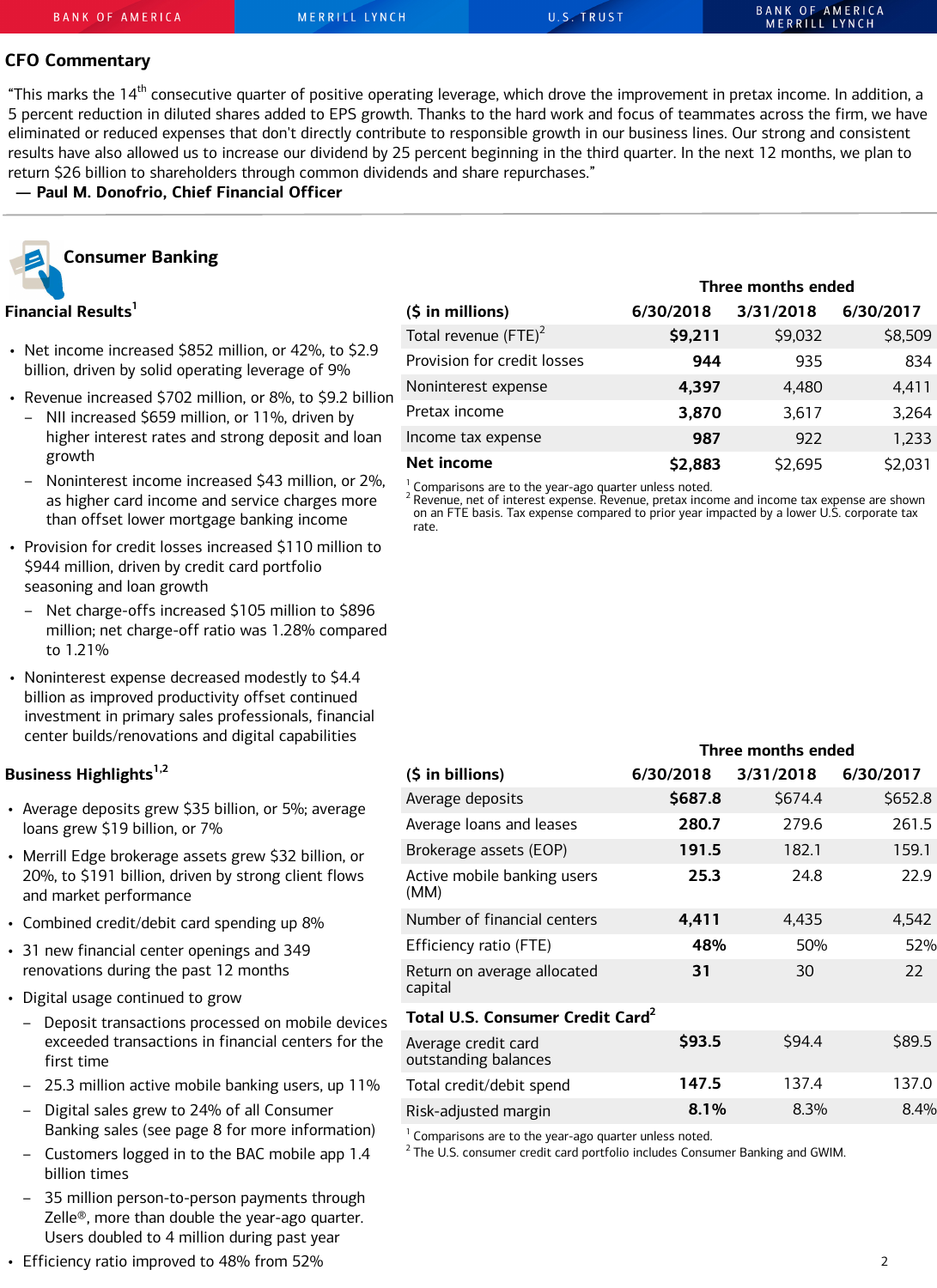## CFO Commentary

"This marks the 14th consecutive quarter of positive operating leverage, which drove the improvement in pretax income. In addition, a 5 percent reduction in diluted shares added to EPS growth. Thanks to the hard work and focus of teammates across the firm, we have eliminated or reduced expenses that don't directly contribute to responsible growth in our business lines. Our strong and consistent results have also allowed us to increase our dividend by 25 percent beginning in the third quarter. In the next 12 months, we plan to return $26 billion to shareholders through common dividends and share repurchases."
— **Paul M. Donofrio, Chief Financial Officer**

## Consumer Banking

### Financial Results[1]

- Net income increased $852 million, or 42%, to $2.9 billion, driven by solid operating leverage of 9%
- Revenue increased $702 million, or 8%, to $9.2 billion
  - NII increased $659 million, or 11%, driven by higher interest rates and strong deposit and loan growth
  - Noninterest income increased $43 million, or 2%, as higher card income and service charges more than offset lower mortgage banking income
- Provision for credit losses increased $110 million to $944 million, driven by credit card portfolio seasoning and loan growth
  - Net charge-offs increased $105 million to $896 million; net charge-off ratio was 1.28% compared to 1.21%
- Noninterest expense decreased modestly to $4.4 billion as improved productivity offset continued investment in primary sales professionals, financial center builds/renovations and digital capabilities

| | Three months ended | | |
|---|---|---|---|
| **($ in millions)** | **6/30/2018** | **3/31/2018** | **6/30/2017** |
| Total revenue (FTE)[2] | **$9,211** | $9,032 | $8,509 |
| Provision for credit losses | **944** | 935 | 834 |
| Noninterest expense | **4,397** | 4,480 | 4,411 |
| Pretax income | **3,870** | 3,617 | 3,264 |
| Income tax expense | **987** | 922 | 1,233 |
| **Net income** | **$2,883** | $2,695 | $2,031 |

[1] Comparisons are to the year-ago quarter unless noted.
[2] Revenue, net of interest expense. Revenue, pretax income and income tax expense are shown on an FTE basis. Tax expense compared to prior year impacted by a lower U.S. corporate tax rate.

### Business Highlights[1,2]

- Average deposits grew $35 billion, or 5%; average loans grew $19 billion, or 7%
- Merrill Edge brokerage assets grew $32 billion, or 20%, to $191 billion, driven by strong client flows and market performance
- Combined credit/debit card spending up 8%
- 31 new financial center openings and 349 renovations during the past 12 months
- Digital usage continued to grow
  - Deposit transactions processed on mobile devices exceeded transactions in financial centers for the first time
  - 25.3 million active mobile banking users, up 11%
  - Digital sales grew to 24% of all Consumer Banking sales (see page 8 for more information)
  - Customers logged in to the BAC mobile app 1.4 billion times
  - 35 million person-to-person payments through Zelle®, more than double the year-ago quarter. Users doubled to 4 million during past year
- Efficiency ratio improved to 48% from 52%

| | Three months ended | | |
|---|---|---|---|
| **($ in billions)** | **6/30/2018** | **3/31/2018** | **6/30/2017** |
| Average deposits | **$687.8** | $674.4 | $652.8 |
| Average loans and leases | **280.7** | 279.6 | 261.5 |
| Brokerage assets (EOP) | **191.5** | 182.1 | 159.1 |
| Active mobile banking users (MM) | **25.3** | 24.8 | 22.9 |
| Number of financial centers | **4,411** | 4,435 | 4,542 |
| Efficiency ratio (FTE) | **48%** | 50% | 52% |
| Return on average allocated capital | **31** | 30 | 22 |
| **Total U.S. Consumer Credit Card[2]** | | | |
| Average credit card outstanding balances | **$93.5** | $94.4 | $89.5 |
| Total credit/debit spend | **147.5** | 137.4 | 137.0 |
| Risk-adjusted margin | **8.1%** | 8.3% | 8.4% |

[1] Comparisons are to the year-ago quarter unless noted.
[2] The U.S. consumer credit card portfolio includes Consumer Banking and GWIM.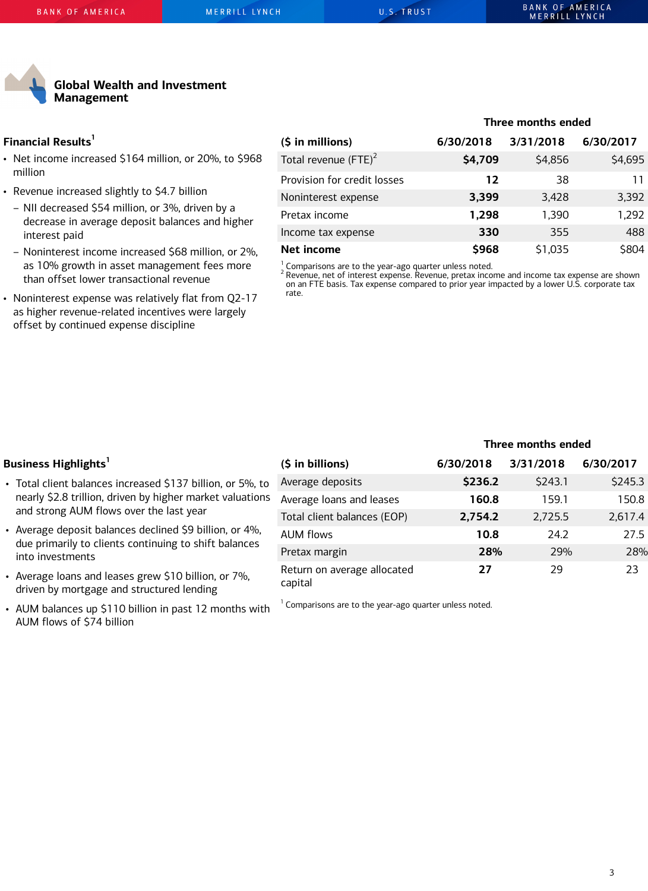# Global Wealth and Investment Management

## Financial Results[1]

- Net income increased $164 million, or 20%, to $968 million
- Revenue increased slightly to $4.7 billion
  - NII decreased $54 million, or 3%, driven by a decrease in average deposit balances and higher interest paid
  - Noninterest income increased $68 million, or 2%, as 10% growth in asset management fees more than offset lower transactional revenue
- Noninterest expense was relatively flat from Q2-17 as higher revenue-related incentives were largely offset by continued expense discipline

| | Three months ended | | |
|---|---|---|---|
| ($ in millions) | 6/30/2018 | 3/31/2018 | 6/30/2017 |
| Total revenue (FTE)[2] | **$4,709** | $4,856 | $4,695 |
| Provision for credit losses | **12** | 38 | 11 |
| Noninterest expense | **3,399** | 3,428 | 3,392 |
| Pretax income | **1,298** | 1,390 | 1,292 |
| Income tax expense | **330** | 355 | 488 |
| **Net income** | **$968** | $1,035 | $804 |

[1] Comparisons are to the year-ago quarter unless noted.
[2] Revenue, net of interest expense. Revenue, pretax income and income tax expense are shown on an FTE basis. Tax expense compared to prior year impacted by a lower U.S. corporate tax rate.

## Business Highlights[1]

- Total client balances increased $137 billion, or 5%, to nearly $2.8 trillion, driven by higher market valuations and strong AUM flows over the last year
- Average deposit balances declined $9 billion, or 4%, due primarily to clients continuing to shift balances into investments
- Average loans and leases grew $10 billion, or 7%, driven by mortgage and structured lending
- AUM balances up $110 billion in past 12 months with AUM flows of $74 billion

| | Three months ended | | |
|---|---|---|---|
| ($ in billions) | 6/30/2018 | 3/31/2018 | 6/30/2017 |
| Average deposits | **$236.2** | $243.1 | $245.3 |
| Average loans and leases | **160.8** | 159.1 | 150.8 |
| Total client balances (EOP) | **2,754.2** | 2,725.5 | 2,617.4 |
| AUM flows | **10.8** | 24.2 | 27.5 |
| Pretax margin | **28%** | 29% | 28% |
| Return on average allocated capital | **27** | 29 | 23 |

[1] Comparisons are to the year-ago quarter unless noted.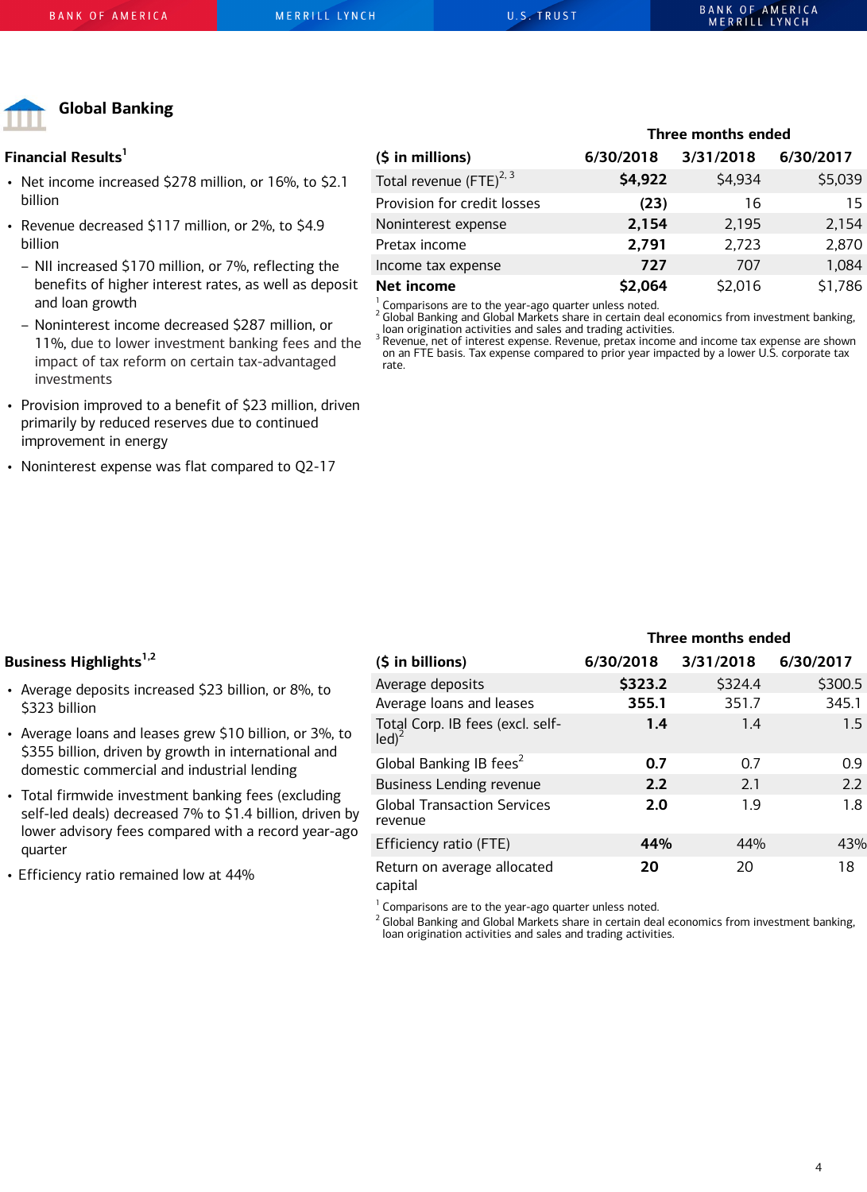## Global Banking

### Financial Results[1]

- Net income increased $278 million, or 16%, to $2.1 billion
- Revenue decreased $117 million, or 2%, to $4.9 billion
  - NII increased $170 million, or 7%, reflecting the benefits of higher interest rates, as well as deposit and loan growth
  - Nonlinterest income decreased $287 million, or 11%, due to lower investment banking fees and the impact of tax reform on certain tax-advantaged investments
- Provision improved to a benefit of $23 million, driven primarily by reduced reserves due to continued improvement in energy
- Noninterest expense was flat compared to Q2-17

| ($ in millions) | Three months ended 6/30/2018 | 3/31/2018 | 6/30/2017 |
|---|---|---|---|
| Total revenue (FTE)[2, 3] | **$4,922** | $4,934 | $5,039 |
| Provision for credit losses | **(23)** | 16 | 15 |
| Noninterest expense | **2,154** | 2,195 | 2,154 |
| Pretax income | **2,791** | 2,723 | 2,870 |
| Income tax expense | **727** | 707 | 1,084 |
| **Net income** | **$2,064** | $2,016 | $1,786 |

[1] Comparisons are to the year-ago quarter unless noted.
[2] Global Banking and Global Markets share in certain deal economics from investment banking, loan origination activities and sales and trading activities.
[3] Revenue, net of interest expense. Revenue, pretax income and income tax expense are shown on an FTE basis. Tax expense compared to prior year impacted by a lower U.S. corporate tax rate.

### Business Highlights[1,2]

- Average deposits increased $23 billion, or 8%, to $323 billion
- Average loans and leases grew $10 billion, or 3%, to $355 billion, driven by growth in international and domestic commercial and industrial lending
- Total firmwide investment banking fees (excluding self-led deals) decreased 7% to $1.4 billion, driven by lower advisory fees compared with a record year-ago quarter
- Efficiency ratio remained low at 44%

| ($ in billions) | Three months ended 6/30/2018 | 3/31/2018 | 6/30/2017 |
|---|---|---|---|
| Average deposits | **$323.2** | $324.4 | $300.5 |
| Average loans and leases | **355.1** | 351.7 | 345.1 |
| Total Corp. IB fees (excl. self-led)[2] | **1.4** | 1.4 | 1.5 |
| Global Banking IB fees[2] | **0.7** | 0.7 | 0.9 |
| Business Lending revenue | **2.2** | 2.1 | 2.2 |
| Global Transaction Services revenue | **2.0** | 1.9 | 1.8 |
| Efficiency ratio (FTE) | **44%** | 44% | 43% |
| Return on average allocated capital | **20** | 20 | 18 |

[1] Comparisons are to the year-ago quarter unless noted.
[2] Global Banking and Global Markets share in certain deal economics from investment banking, loan origination activities and sales and trading activities.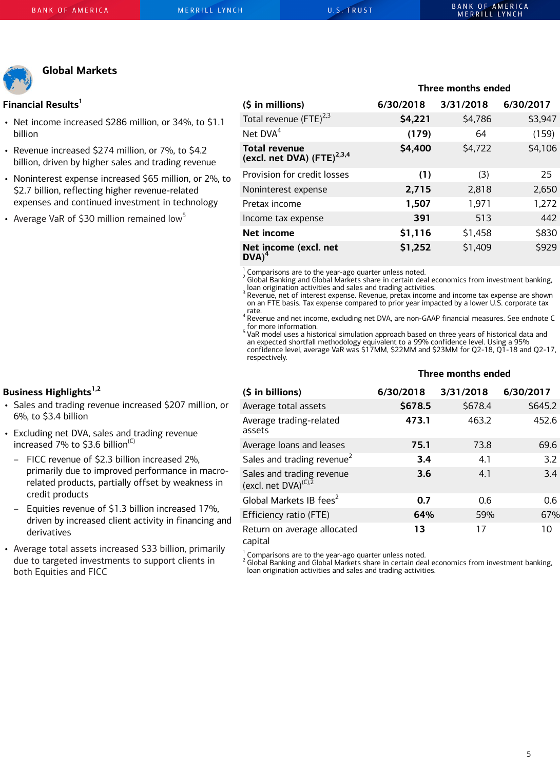## Global Markets

### Financial Results[1]

- Net income increased $286 million, or 34%, to $1.1 billion
- Revenue increased $274 million, or 7%, to $4.2 billion, driven by higher sales and trading revenue
- Noninterest expense increased $65 million, or 2%, to $2.7 billion, reflecting higher revenue-related expenses and continued investment in technology
- Average VaR of $30 million remained low[5]

| ($ in millions) | Three months ended 6/30/2018 | 3/31/2018 | 6/30/2017 |
|---|---|---|---|
| Total revenue (FTE)[2,3] | **$4,221** | $4,786 | $3,947 |
| Net DVA[4] | **(179)** | 64 | (159) |
| **Total revenue (excl. net DVA) (FTE)[2,3,4]** | **$4,400** | $4,722 | $4,106 |
| Provision for credit losses | **(1)** | (3) | 25 |
| Noninterest expense | **2,715** | 2,818 | 2,650 |
| Pretax income | **1,507** | 1,971 | 1,272 |
| Income tax expense | **391** | 513 | 442 |
| **Net income** | **$1,116** | $1,458 | $830 |
| **Net income (excl. net DVA)[4]** | **$1,252** | $1,409 | $929 |

[1] Comparisons are to the year-ago quarter unless noted.
[2] Global Banking and Global Markets share in certain deal economics from investment banking, loan origination activities and sales and trading activities.
[3] Revenue, net of interest expense. Revenue, pretax income and income tax expense are shown on an FTE basis. Tax expense compared to prior year impacted by a lower U.S. corporate tax rate.
[4] Revenue and net income, excluding net DVA, are non-GAAP financial measures. See endnote C for more information.
[5] VaR model uses a historical simulation approach based on three years of historical data and an expected shortfall methodology equivalent to a 99% confidence level. Using a 95% confidence level, average VaR was $17MM, $22MM and $23MM for Q2-18, Q1-18 and Q2-17, respectively.

### Business Highlights[1,2]

- Sales and trading revenue increased $207 million, or 6%, to $3.4 billion
- Excluding net DVA, sales and trading revenue increased 7% to $3.6 billion[(C)]
  - FICC revenue of $2.3 billion increased 2%, primarily due to improved performance in macro-related products, partially offset by weakness in credit products
  - Equities revenue of $1.3 billion increased 17%, driven by increased client activity in financing and derivatives
- Average total assets increased $33 billion, primarily due to targeted investments to support clients in both Equities and FICC

| ($ in billions) | Three months ended 6/30/2018 | 3/31/2018 | 6/30/2017 |
|---|---|---|---|
| Average total assets | **$678.5** | $678.4 | $645.2 |
| Average trading-related assets | **473.1** | 463.2 | 452.6 |
| Average loans and leases | **75.1** | 73.8 | 69.6 |
| Sales and trading revenue[2] | **3.4** | 4.1 | 3.2 |
| Sales and trading revenue (excl. net DVA)[(C),2] | **3.6** | 4.1 | 3.4 |
| Global Markets IB fees[2] | **0.7** | 0.6 | 0.6 |
| Efficiency ratio (FTE) | **64%** | 59% | 67% |
| Return on average allocated capital | **13** | 17 | 10 |

[1] Comparisons are to the year-ago quarter unless noted.
[2] Global Banking and Global Markets share in certain deal economics from investment banking, loan origination activities and sales and trading activities.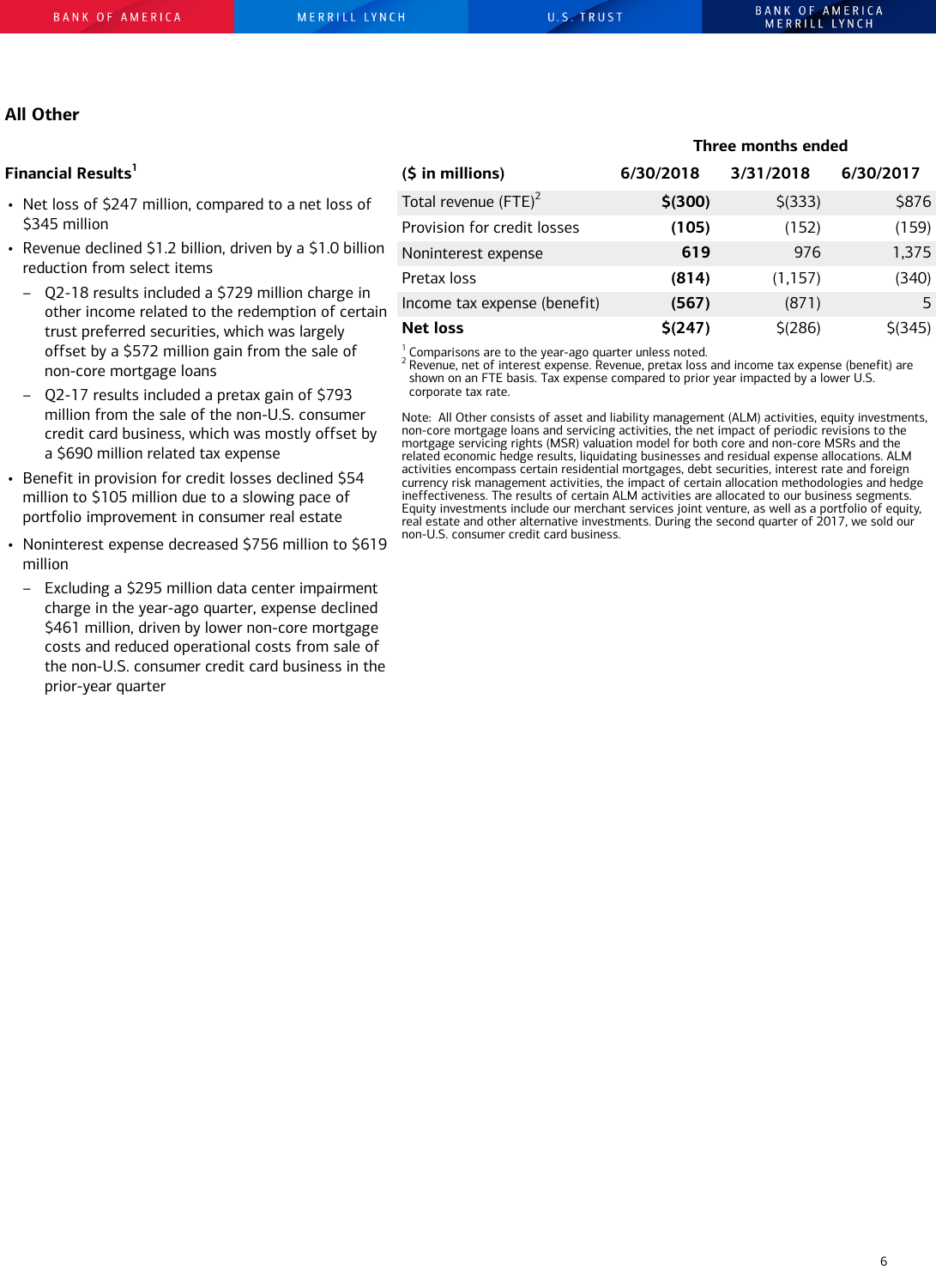## All Other

### Financial Results[1]

- Net loss of $247 million, compared to a net loss of $345 million
- Revenue declined $1.2 billion, driven by a $1.0 billion reduction from select items
  - Q2-18 results included a $729 million charge in other income related to the redemption of certain trust preferred securities, which was largely offset by a $572 million gain from the sale of non-core mortgage loans
  - Q2-17 results included a pretax gain of $793 million from the sale of the non-U.S. consumer credit card business, which was mostly offset by a $690 million related tax expense
- Benefit in provision for credit losses declined $54 million to $105 million due to a slowing pace of portfolio improvement in consumer real estate
- Noninterest expense decreased $756 million to $619 million
  - Excluding a $295 million data center impairment charge in the year-ago quarter, expense declined $461 million, driven by lower non-core mortgage costs and reduced operational costs from sale of the non-U.S. consumer credit card business in the prior-year quarter

| | Three months ended | | |
|---|---|---|---|
| **($ in millions)** | **6/30/2018** | **3/31/2018** | **6/30/2017** |
| Total revenue (FTE)[2] | **$(300)** | $(333) | $876 |
| Provision for credit losses | **(105)** | (152) | (159) |
| Noninterest expense | **619** | 976 | 1,375 |
| Pretax loss | **(814)** | (1,157) | (340) |
| Income tax expense (benefit) | **(567)** | (871) | 5 |
| **Net loss** | **$(247)** | $(286) | $(345) |

[1] Comparisons are to the year-ago quarter unless noted.
[2] Revenue, net of interest expense. Revenue, pretax loss and income tax expense (benefit) are shown on an FTE basis. Tax expense compared to prior year impacted by a lower U.S. corporate tax rate.

Note: All Other consists of asset and liability management (ALM) activities, equity investments, non-core mortgage loans and servicing activities, the net impact of periodic revisions to the mortgage servicing rights (MSR) valuation model for both core and non-core MSRs and the related economic hedge results, liquidating businesses and residual expense allocations. ALM activities encompass certain residential mortgages, debt securities, interest rate and foreign currency risk management activities, the impact of certain allocation methodologies and hedge ineffectiveness. The results of certain ALM activities are allocated to our business segments. Equity investments include our merchant services joint venture, as well as a portfolio of equity, real estate and other alternative investments. During the second quarter of 2017, we sold our non-U.S. consumer credit card business.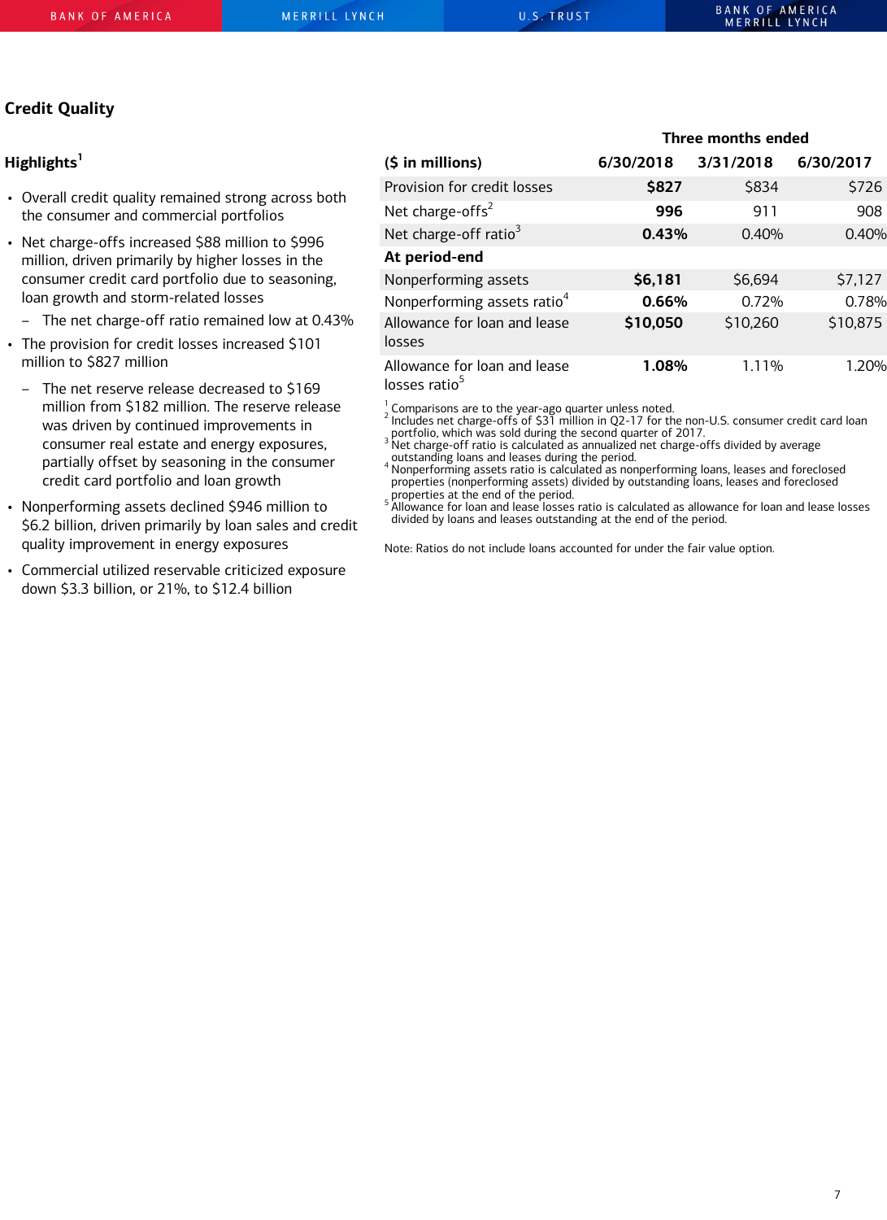## Credit Quality

### Highlights[1]

- Overall credit quality remained strong across both the consumer and commercial portfolios
- Net charge-offs increased $88 million to $996 million, driven primarily by higher losses in the consumer credit card portfolio due to seasoning, loan growth and storm-related losses
  - The net charge-off ratio remained low at 0.43%
- The provision for credit losses increased $101 million to $827 million
  - The net reserve release decreased to $169 million from $182 million. The reserve release was driven by continued improvements in consumer real estate and energy exposures, partially offset by seasoning in the consumer credit card portfolio and loan growth
- Nonperforming assets declined $946 million to $6.2 billion, driven primarily by loan sales and credit quality improvement in energy exposures
- Commercial utilized reservable criticized exposure down $3.3 billion, or 21%, to $12.4 billion

| | Three months ended | | |
|---|---|---|---|
| **($ in millions)** | **6/30/2018** | **3/31/2018** | **6/30/2017** |
| Provision for credit losses | **$827** | $834 | $726 |
| Net charge-offs[2] | **996** | 911 | 908 |
| Net charge-off ratio[3] | **0.43%** | 0.40% | 0.40% |
| **At period-end** | | | |
| Nonperforming assets | **$6,181** | $6,694 | $7,127 |
| Nonperforming assets ratio[4] | **0.66%** | 0.72% | 0.78% |
| Allowance for loan and lease losses | **$10,050** | $10,260 | $10,875 |
| Allowance for loan and lease losses ratio[5] | **1.08%** | 1.11% | 1.20% |

[1] Comparisons are to the year-ago quarter unless noted.
[2] Includes net charge-offs of $31 million in Q2-17 for the non-U.S. consumer credit card loan portfolio, which was sold during the second quarter of 2017.
[3] Net charge-off ratio is calculated as annualized net charge-offs divided by average outstanding loans and leases during the period.
[4] Nonperforming assets ratio is calculated as nonperforming loans, leases and foreclosed properties (nonperforming assets) divided by outstanding loans, leases and foreclosed properties at the end of the period.
[5] Allowance for loan and lease losses ratio is calculated as allowance for loan and lease losses divided by loans and leases outstanding at the end of the period.

Note: Ratios do not include loans accounted for under the fair value option.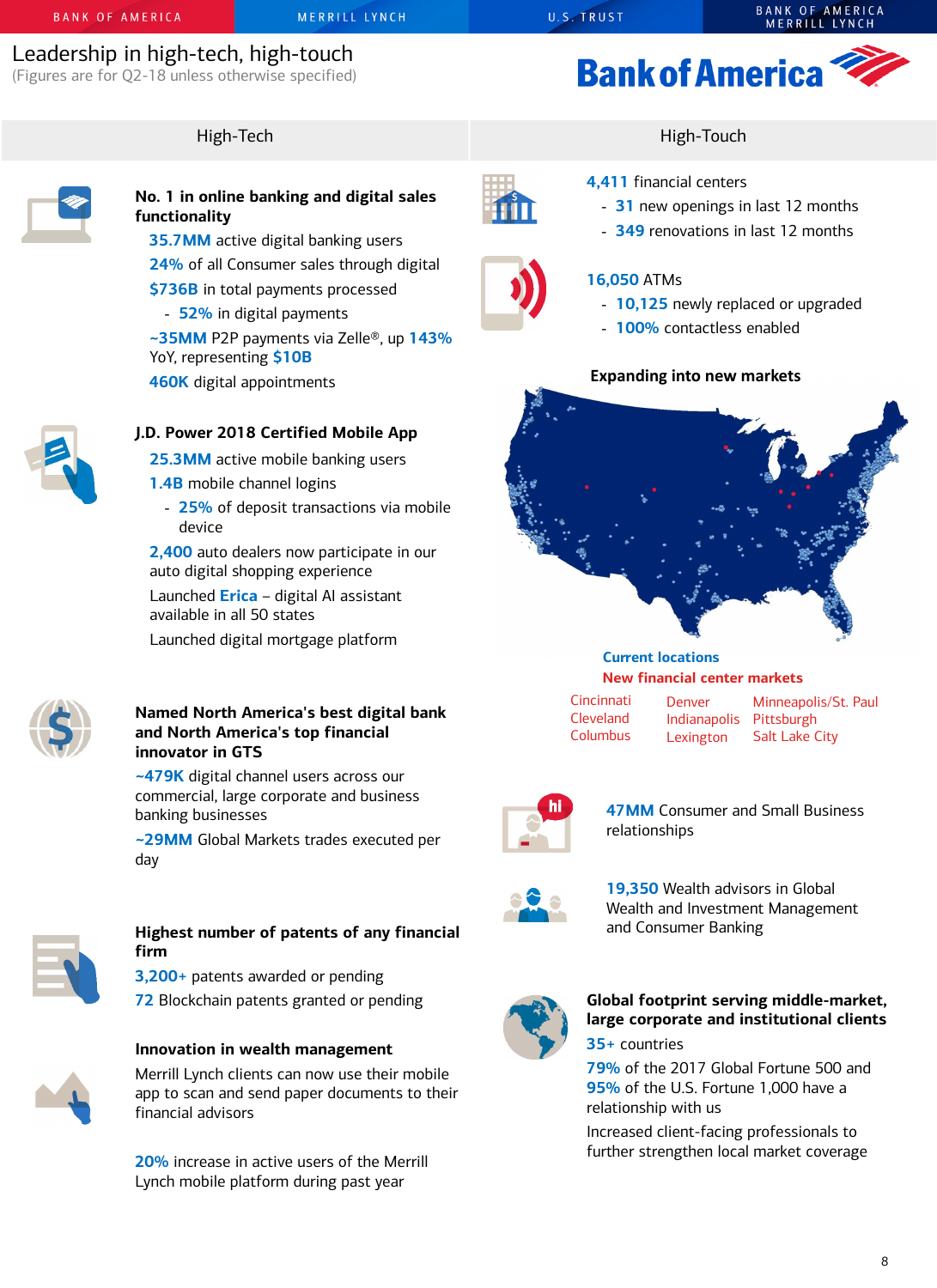# Leadership in high-tech, high-touch

(Figures are for Q2-18 unless otherwise specified)

## High-Tech

**No. 1 in online banking and digital sales functionality**

- 35.7MM active digital banking users
- 24% of all Consumer sales through digital
- $736B in total payments processed
  - 52% in digital payments
- ~35MM P2P payments via Zelle®, up 143% YoY, representing $10B
- 460K digital appointments

**J.D. Power 2018 Certified Mobile App**

- 25.3MM active mobile banking users
- 1.4B mobile channel logins
  - 25% of deposit transactions via mobile device
- 2,400 auto dealers now participate in our auto digital shopping experience
- Launched Erica – digital AI assistant available in all 50 states
- Launched digital mortgage platform

**Named North America's best digital bank and North America's top financial innovator in GTS**

~479K digital channel users across our commercial, large corporate and business banking businesses

~29MM Global Markets trades executed per day

**Highest number of patents of any financial firm**

3,200+ patents awarded or pending

72 Blockchain patents granted or pending

**Innovation in wealth management**

Merrill Lynch clients can now use their mobile app to scan and send paper documents to their financial advisors

20% increase in active users of the Merrill Lynch mobile platform during past year

## High-Touch

4,411 financial centers

- 31 new openings in last 12 months
- 349 renovations in last 12 months

16,050 ATMs

- 10,125 newly replaced or upgraded
- 100% contactless enabled

**Expanding into new markets**

Current locations

New financial center markets

| | | |
|---|---|---|
| Cincinnati | Denver | Minneapolis/St. Paul |
| Cleveland | Indianapolis | Pittsburgh |
| Columbus | Lexington | Salt Lake City |

47MM Consumer and Small Business relationships

19,350 Wealth advisors in Global Wealth and Investment Management and Consumer Banking

**Global footprint serving middle-market, large corporate and institutional clients**

35+ countries

79% of the 2017 Global Fortune 500 and 95% of the U.S. Fortune 1,000 have a relationship with us

Increased client-facing professionals to further strengthen local market coverage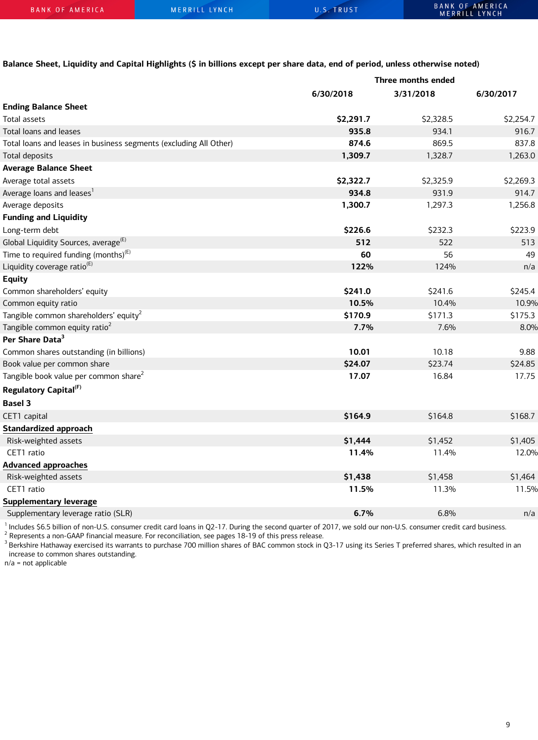**Balance Sheet, Liquidity and Capital Highlights ($ in billions except per share data, end of period, unless otherwise noted)**

| | Three months ended | | |
|---|---|---|---|
| | 6/30/2018 | 3/31/2018 | 6/30/2017 |
| **Ending Balance Sheet** | | | |
| Total assets | **$2,291.7** | $2,328.5 | $2,254.7 |
| Total loans and leases | **935.8** | 934.1 | 916.7 |
| Total loans and leases in business segments (excluding All Other) | **874.6** | 869.5 | 837.8 |
| Total deposits | **1,309.7** | 1,328.7 | 1,263.0 |
| **Average Balance Sheet** | | | |
| Average total assets | **$2,322.7** | $2,325.9 | $2,269.3 |
| Average loans and leases[1] | **934.8** | 931.9 | 914.7 |
| Average deposits | **1,300.7** | 1,297.3 | 1,256.8 |
| **Funding and Liquidity** | | | |
| Long-term debt | **$226.6** | $232.3 | $223.9 |
| Global Liquidity Sources, average[(E)] | **512** | 522 | 513 |
| Time to required funding (months)[(E)] | **60** | 56 | 49 |
| Liquidity coverage ratio[(E)] | **122%** | 124% | n/a |
| **Equity** | | | |
| Common shareholders' equity | **$241.0** | $241.6 | $245.4 |
| Common equity ratio | **10.5%** | 10.4% | 10.9% |
| Tangible common shareholders' equity[2] | **$170.9** | $171.3 | $175.3 |
| Tangible common equity ratio[2] | **7.7%** | 7.6% | 8.0% |
| **Per Share Data[3]** | | | |
| Common shares outstanding (in billions) | **10.01** | 10.18 | 9.88 |
| Book value per common share | **$24.07** | $23.74 | $24.85 |
| Tangible book value per common share[2] | **17.07** | 16.84 | 17.75 |
| **Regulatory Capital[(F)]** | | | |
| **Basel 3** | | | |
| CET1 capital | **$164.9** | $164.8 | $168.7 |
| **Standardized approach** | | | |
| Risk-weighted assets | **$1,444** | $1,452 | $1,405 |
| CET1 ratio | **11.4%** | 11.4% | 12.0% |
| **Advanced approaches** | | | |
| Risk-weighted assets | **$1,438** | $1,458 | $1,464 |
| CET1 ratio | **11.5%** | 11.3% | 11.5% |
| **Supplementary leverage** | | | |
| Supplementary leverage ratio (SLR) | **6.7%** | 6.8% | n/a |

[1] Includes $6.5 billion of non-U.S. consumer credit card loans in Q2-17. During the second quarter of 2017, we sold our non-U.S. consumer credit card business.
[2] Represents a non-GAAP financial measure. For reconciliation, see pages 18-19 of this press release.
[3] Berkshire Hathaway exercised its warrants to purchase 700 million shares of BAC common stock in Q3-17 using its Series T preferred shares, which resulted in an increase to common shares outstanding.
n/a = not applicable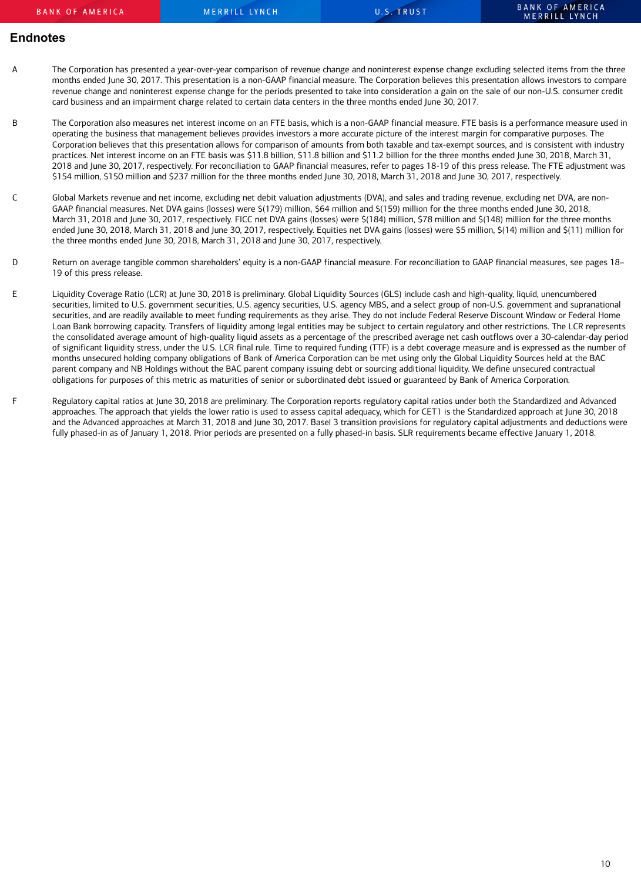## Endnotes

A The Corporation has presented a year-over-year comparison of revenue change and noninterest expense change excluding selected items from the three months ended June 30, 2017. This presentation is a non-GAAP financial measure. The Corporation believes this presentation allows investors to compare revenue change and noninterest expense change for the periods presented to take into consideration a gain on the sale of our non-U.S. consumer credit card business and an impairment charge related to certain data centers in the three months ended June 30, 2017.

B The Corporation also measures net interest income on an FTE basis, which is a non-GAAP financial measure. FTE basis is a performance measure used in operating the business that management believes provides investors a more accurate picture of the interest margin for comparative purposes. The Corporation believes that this presentation allows for comparison of amounts from both taxable and tax-exempt sources, and is consistent with industry practices. Net interest income on an FTE basis was $11.8 billion, $11.8 billion and $11.2 billion for the three months ended June 30, 2018, March 31, 2018 and June 30, 2017, respectively. For reconciliation to GAAP financial measures, refer to pages 18-19 of this press release. The FTE adjustment was $154 million, $150 million and $237 million for the three months ended June 30, 2018, March 31, 2018 and June 30, 2017, respectively.

C Global Markets revenue and net income, excluding net debit valuation adjustments (DVA), and sales and trading revenue, excluding net DVA, are non-GAAP financial measures. Net DVA gains (losses) were $(179) million, $64 million and $(159) million for the three months ended June 30, 2018, March 31, 2018 and June 30, 2017, respectively. FICC net DVA gains (losses) were $(184) million, $78 million and $(148) million for the three months ended June 30, 2018, March 31, 2018 and June 30, 2017, respectively. Equities net DVA gains (losses) were $5 million, $(14) million and $(11) million for the three months ended June 30, 2018, March 31, 2018 and June 30, 2017, respectively.

D Return on average tangible common shareholders' equity is a non-GAAP financial measure. For reconciliation to GAAP financial measures, see pages 18–19 of this press release.

E Liquidity Coverage Ratio (LCR) at June 30, 2018 is preliminary. Global Liquidity Sources (GLS) include cash and high-quality, liquid, unencumbered securities, limited to U.S. government securities, U.S. agency securities, U.S. agency MBS, and a select group of non-U.S. government and supranational securities, and are readily available to meet funding requirements as they arise. They do not include Federal Reserve Discount Window or Federal Home Loan Bank borrowing capacity. Transfers of liquidity among legal entities may be subject to certain regulatory and other restrictions. The LCR represents the consolidated average amount of high-quality liquid assets as a percentage of the prescribed average net cash outflows over a 30-calendar-day period of significant liquidity stress, under the U.S. LCR final rule. Time to required funding (TTF) is a debt coverage measure and is expressed as the number of months unsecured holding company obligations of Bank of America Corporation can be met using only the Global Liquidity Sources held at the BAC parent company and NB Holdings without the BAC parent company issuing debt or sourcing additional liquidity. We define unsecured contractual obligations for purposes of this metric as maturities of senior or subordinated debt issued or guaranteed by Bank of America Corporation.

F Regulatory capital ratios at June 30, 2018 are preliminary. The Corporation reports regulatory capital ratios under both the Standardized and Advanced approaches. The approach that yields the lower ratio is used to assess capital adequacy, which for CET1 is the Standardized approach at June 30, 2018 and the Advanced approaches at March 31, 2018 and June 30, 2017. Basel 3 transition provisions for regulatory capital adjustments and deductions were fully phased-in as of January 1, 2018. Prior periods are presented on a fully phased-in basis. SLR requirements became effective January 1, 2018.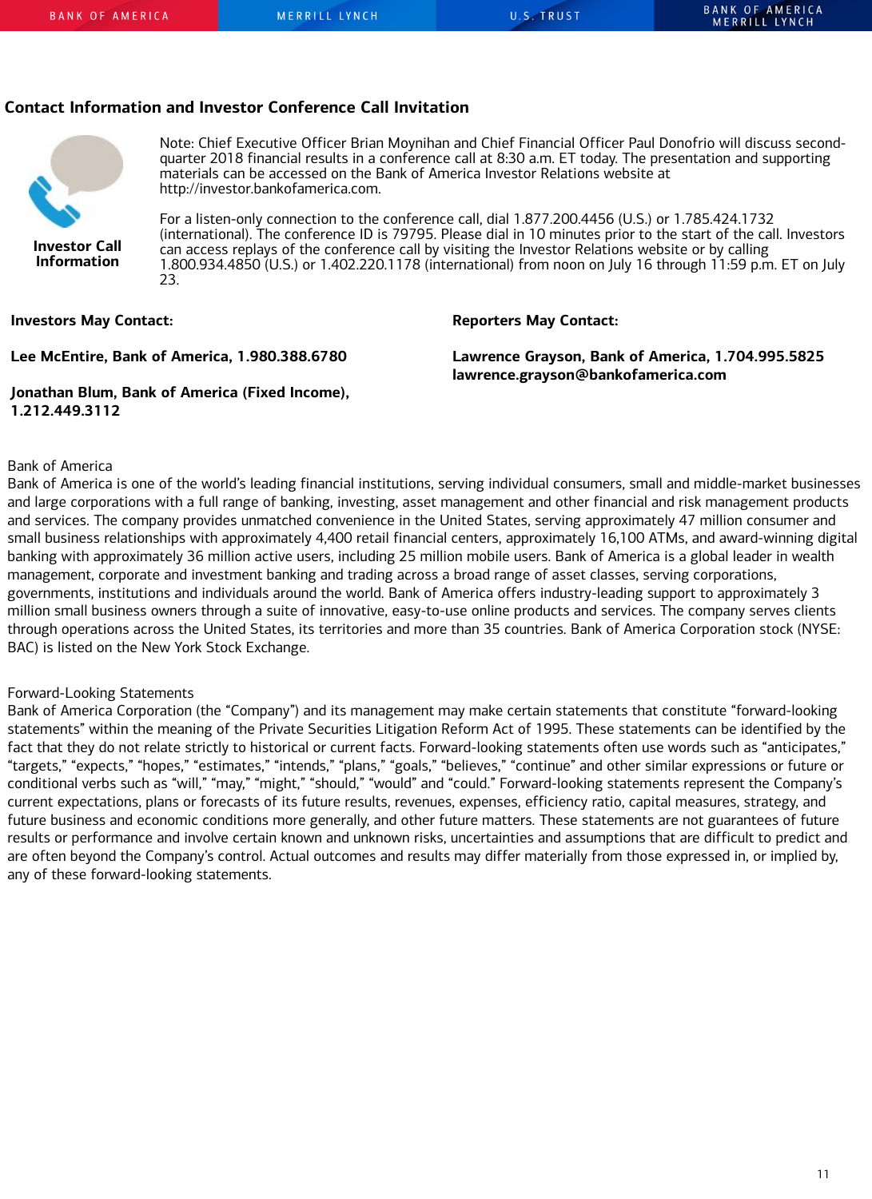## Contact Information and Investor Conference Call Invitation

**Investor Call Information**

Note: Chief Executive Officer Brian Moynihan and Chief Financial Officer Paul Donofrio will discuss second-quarter 2018 financial results in a conference call at 8:30 a.m. ET today. The presentation and supporting materials can be accessed on the Bank of America Investor Relations website at http://investor.bankofamerica.com.

For a listen-only connection to the conference call, dial 1.877.200.4456 (U.S.) or 1.785.424.1732 (international). The conference ID is 79795. Please dial in 10 minutes prior to the start of the call. Investors can access replays of the conference call by visiting the Investor Relations website or by calling 1.800.934.4850 (U.S.) or 1.402.220.1178 (international) from noon on July 16 through 11:59 p.m. ET on July 23.

**Investors May Contact:**

**Lee McEntire, Bank of America, 1.980.388.6780**

**Jonathan Blum, Bank of America (Fixed Income), 1.212.449.3112**

**Reporters May Contact:**

**Lawrence Grayson, Bank of America, 1.704.995.5825**
**lawrence.grayson@bankofamerica.com**

Bank of America

Bank of America is one of the world's leading financial institutions, serving individual consumers, small and middle-market businesses and large corporations with a full range of banking, investing, asset management and other financial and risk management products and services. The company provides unmatched convenience in the United States, serving approximately 47 million consumer and small business relationships with approximately 4,400 retail financial centers, approximately 16,100 ATMs, and award-winning digital banking with approximately 36 million active users, including 25 million mobile users. Bank of America is a global leader in wealth management, corporate and investment banking and trading across a broad range of asset classes, serving corporations, governments, institutions and individuals around the world. Bank of America offers industry-leading support to approximately 3 million small business owners through a suite of innovative, easy-to-use online products and services. The company serves clients through operations across the United States, its territories and more than 35 countries. Bank of America Corporation stock (NYSE: BAC) is listed on the New York Stock Exchange.

Forward-Looking Statements

Bank of America Corporation (the "Company") and its management may make certain statements that constitute "forward-looking statements" within the meaning of the Private Securities Litigation Reform Act of 1995. These statements can be identified by the fact that they do not relate strictly to historical or current facts. Forward-looking statements often use words such as "anticipates," "targets," "expects," "hopes," "estimates," "intends," "plans," "goals," "believes," "continue" and other similar expressions or future or conditional verbs such as "will," "may," "might," "should," "would" and "could." Forward-looking statements represent the Company's current expectations, plans or forecasts of its future results, revenues, expenses, efficiency ratio, capital measures, strategy, and future business and economic conditions more generally, and other future matters. These statements are not guarantees of future results or performance and involve certain known and unknown risks, uncertainties and assumptions that are difficult to predict and are often beyond the Company's control. Actual outcomes and results may differ materially from those expressed in, or implied by, any of these forward-looking statements.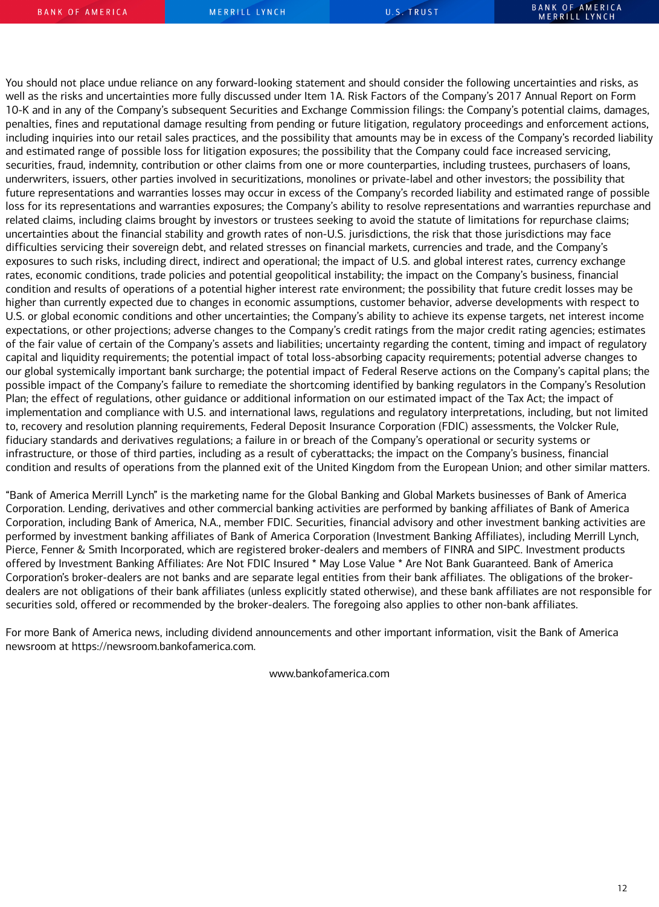You should not place undue reliance on any forward-looking statement and should consider the following uncertainties and risks, as well as the risks and uncertainties more fully discussed under Item 1A. Risk Factors of the Company's 2017 Annual Report on Form 10-K and in any of the Company's subsequent Securities and Exchange Commission filings: the Company's potential claims, damages, penalties, fines and reputational damage resulting from pending or future litigation, regulatory proceedings and enforcement actions, including inquiries into our retail sales practices, and the possibility that amounts may be in excess of the Company's recorded liability and estimated range of possible loss for litigation exposures; the possibility that the Company could face increased servicing, securities, fraud, indemnity, contribution or other claims from one or more counterparties, including trustees, purchasers of loans, underwriters, issuers, other parties involved in securitizations, monolines or private-label and other investors; the possibility that future representations and warranties losses may occur in excess of the Company's recorded liability and estimated range of possible loss for its representations and warranties exposures; the Company's ability to resolve representations and warranties repurchase and related claims, including claims brought by investors or trustees seeking to avoid the statute of limitations for repurchase claims; uncertainties about the financial stability and growth rates of non-U.S. jurisdictions, the risk that those jurisdictions may face difficulties servicing their sovereign debt, and related stresses on financial markets, currencies and trade, and the Company's exposures to such risks, including direct, indirect and operational; the impact of U.S. and global interest rates, currency exchange rates, economic conditions, trade policies and potential geopolitical instability; the impact on the Company's business, financial condition and results of operations of a potential higher interest rate environment; the possibility that future credit losses may be higher than currently expected due to changes in economic assumptions, customer behavior, adverse developments with respect to U.S. or global economic conditions and other uncertainties; the Company's ability to achieve its expense targets, net interest income expectations, or other projections; adverse changes to the Company's credit ratings from the major credit rating agencies; estimates of the fair value of certain of the Company's assets and liabilities; uncertainty regarding the content, timing and impact of regulatory capital and liquidity requirements; the potential impact of total loss-absorbing capacity requirements; potential adverse changes to our global systemically important bank surcharge; the potential impact of Federal Reserve actions on the Company's capital plans; the possible impact of the Company's failure to remediate the shortcoming identified by banking regulators in the Company's Resolution Plan; the effect of regulations, other guidance or additional information on our estimated impact of the Tax Act; the impact of implementation and compliance with U.S. and international laws, regulations and regulatory interpretations, including, but not limited to, recovery and resolution planning requirements, Federal Deposit Insurance Corporation (FDIC) assessments, the Volcker Rule, fiduciary standards and derivatives regulations; a failure in or breach of the Company's operational or security systems or infrastructure, or those of third parties, including as a result of cyberattacks; the impact on the Company's business, financial condition and results of operations from the planned exit of the United Kingdom from the European Union; and other similar matters.

"Bank of America Merrill Lynch" is the marketing name for the Global Banking and Global Markets businesses of Bank of America Corporation. Lending, derivatives and other commercial banking activities are performed by banking affiliates of Bank of America Corporation, including Bank of America, N.A., member FDIC. Securities, financial advisory and other investment banking activities are performed by investment banking affiliates of Bank of America Corporation (Investment Banking Affiliates), including Merrill Lynch, Pierce, Fenner & Smith Incorporated, which are registered broker-dealers and members of FINRA and SIPC. Investment products offered by Investment Banking Affiliates: Are Not FDIC Insured * May Lose Value * Are Not Bank Guaranteed. Bank of America Corporation's broker-dealers are not banks and are separate legal entities from their bank affiliates. The obligations of the broker-dealers are not obligations of their bank affiliates (unless explicitly stated otherwise), and these bank affiliates are not responsible for securities sold, offered or recommended by the broker-dealers. The foregoing also applies to other non-bank affiliates.

For more Bank of America news, including dividend announcements and other important information, visit the Bank of America newsroom at https://newsroom.bankofamerica.com.

www.bankofamerica.com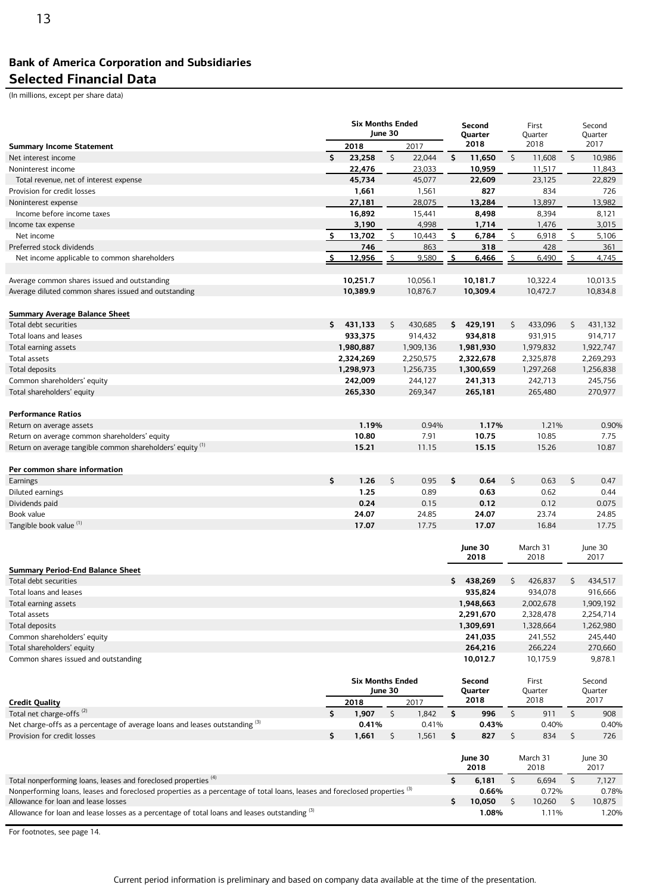# Bank of America Corporation and Subsidiaries

## Selected Financial Data

(In millions, except per share data)

| | Six Months Ended June 30 | | Second Quarter | First Quarter | Second Quarter |
|---|---|---|---|---|---|
| **Summary Income Statement** | **2018** | 2017 | **2018** | 2018 | 2017 |
| Net interest income | **$ 23,258** | $ 22,044 | **$ 11,650** | $ 11,608 | $ 10,986 |
| Noninterest income | **22,476** | 23,033 | **10,959** | 11,517 | 11,843 |
| Total revenue, net of interest expense | **45,734** | 45,077 | **22,609** | 23,125 | 22,829 |
| Provision for credit losses | **1,661** | 1,561 | **827** | 834 | 726 |
| Noninterest expense | **27,181** | 28,075 | **13,284** | 13,897 | 13,982 |
| Income before income taxes | **16,892** | 15,441 | **8,498** | 8,394 | 8,121 |
| Income tax expense | **3,190** | 4,998 | **1,714** | 1,476 | 3,015 |
| Net income | **$ 13,702** | $ 10,443 | **$ 6,784** | $ 6,918 | $ 5,106 |
| Preferred stock dividends | **746** | 863 | **318** | 428 | 361 |
| Net income applicable to common shareholders | **$ 12,956** | $ 9,580 | **$ 6,466** | $ 6,490 | $ 4,745 |
| | | | | | |
| Average common shares issued and outstanding | **10,251.7** | 10,056.1 | **10,181.7** | 10,322.4 | 10,013.5 |
| Average diluted common shares issued and outstanding | **10,389.9** | 10,876.7 | **10,309.4** | 10,472.7 | 10,834.8 |
| | | | | | |
| **Summary Average Balance Sheet** | | | | | |
| Total debt securities | **$ 431,133** | $ 430,685 | **$ 429,191** | $ 433,096 | $ 431,132 |
| Total loans and leases | **933,375** | 914,432 | **934,818** | 931,915 | 914,717 |
| Total earning assets | **1,980,887** | 1,909,136 | **1,981,930** | 1,979,832 | 1,922,747 |
| Total assets | **2,324,269** | 2,250,575 | **2,322,678** | 2,325,878 | 2,269,293 |
| Total deposits | **1,298,973** | 1,256,735 | **1,300,659** | 1,297,268 | 1,256,838 |
| Common shareholders' equity | **242,009** | 244,127 | **241,313** | 242,713 | 245,756 |
| Total shareholders' equity | **265,330** | 269,347 | **265,181** | 265,480 | 270,977 |
| | | | | | |
| **Performance Ratios** | | | | | |
| Return on average assets | **1.19%** | 0.94% | **1.17%** | 1.21% | 0.90% |
| Return on average common shareholders' equity | **10.80** | 7.91 | **10.75** | 10.85 | 7.75 |
| Return on average tangible common shareholders' equity [1] | **15.21** | 11.15 | **15.15** | 15.26 | 10.87 |
| | | | | | |
| **Per common share information** | | | | | |
| Earnings | **$ 1.26** | $ 0.95 | **$ 0.64** | $ 0.63 | $ 0.47 |
| Diluted earnings | **1.25** | 0.89 | **0.63** | 0.62 | 0.44 |
| Dividends paid | **0.24** | 0.15 | **0.12** | 0.12 | 0.075 |
| Book value | **24.07** | 24.85 | **24.07** | 23.74 | 24.85 |
| Tangible book value [1] | **17.07** | 17.75 | **17.07** | 16.84 | 17.75 |

| | June 30 2018 | March 31 2018 | June 30 2017 |
|---|---|---|---|
| **Summary Period-End Balance Sheet** | | | |
| Total debt securities | **$ 438,269** | $ 426,837 | $ 434,517 |
| Total loans and leases | **935,824** | 934,078 | 916,666 |
| Total earning assets | **1,948,663** | 2,002,678 | 1,909,192 |
| Total assets | **2,291,670** | 2,328,478 | 2,254,714 |
| Total deposits | **1,309,691** | 1,328,664 | 1,262,980 |
| Common shareholders' equity | **241,035** | 241,552 | 245,440 |
| Total shareholders' equity | **264,216** | 266,224 | 270,660 |
| Common shares issued and outstanding | **10,012.7** | 10,175.9 | 9,878.1 |

| | Six Months Ended June 30 | | Second Quarter | First Quarter | Second Quarter |
|---|---|---|---|---|---|
| **Credit Quality** | **2018** | 2017 | **2018** | 2018 | 2017 |
| Total net charge-offs [2] | **$ 1,907** | $ 1,842 | **$ 996** | $ 911 | $ 908 |
| Net charge-offs as a percentage of average loans and leases outstanding [3] | **0.41%** | 0.41% | **0.43%** | 0.40% | 0.40% |
| Provision for credit losses | **$ 1,661** | $ 1,561 | **$ 827** | $ 834 | $ 726 |

| | June 30 2018 | March 31 2018 | June 30 2017 |
|---|---|---|---|
| Total nonperforming loans, leases and foreclosed properties [4] | **$ 6,181** | $ 6,694 | $ 7,127 |
| Nonperforming loans, leases and foreclosed properties as a percentage of total loans, leases and foreclosed properties [3] | **0.66%** | 0.72% | 0.78% |
| Allowance for loan and lease losses | **$ 10,050** | $ 10,260 | $ 10,875 |
| Allowance for loan and lease losses as a percentage of total loans and leases outstanding [3] | **1.08%** | 1.11% | 1.20% |

For footnotes, see page 14.

Current period information is preliminary and based on company data available at the time of the presentation.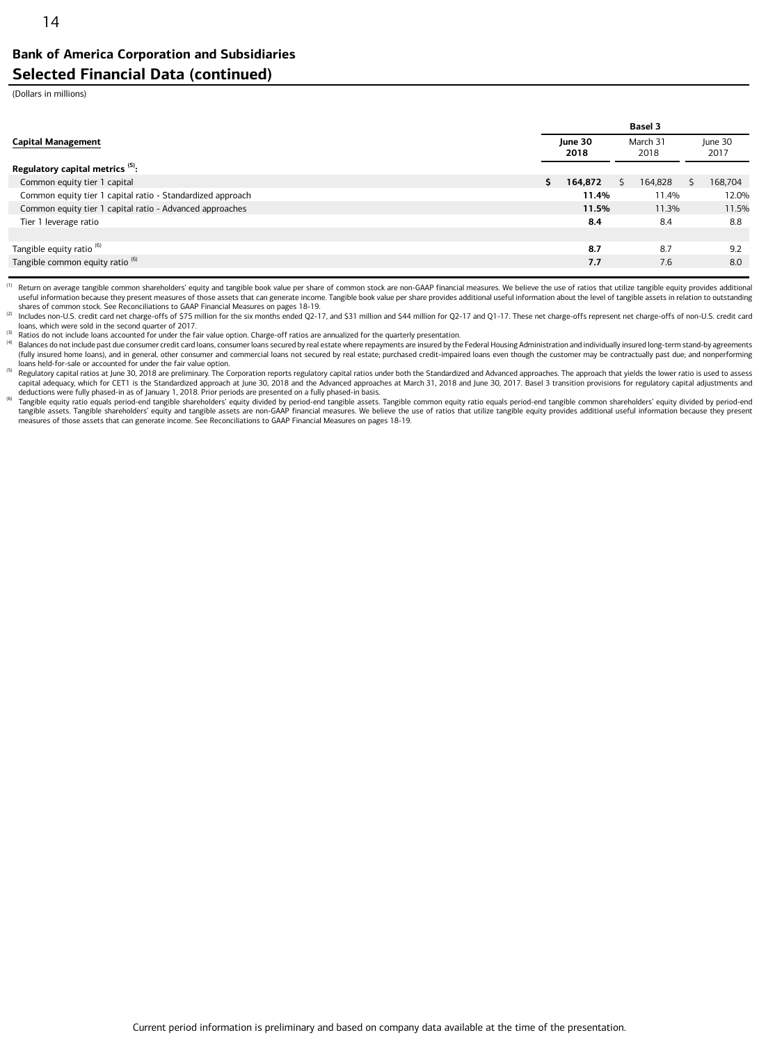## Bank of America Corporation and Subsidiaries

## Selected Financial Data (continued)

(Dollars in millions)

| Capital Management | Basel 3 | | |
|---|---|---|---|
| | **June 30 2018** | March 31 2018 | June 30 2017 |
| **Regulatory capital metrics [5]:** | | | |
| Common equity tier 1 capital | **$ 164,872** | $ 164,828 | $ 168,704 |
| Common equity tier 1 capital ratio - Standardized approach | **11.4%** | 11.4% | 12.0% |
| Common equity tier 1 capital ratio - Advanced approaches | **11.5%** | 11.3% | 11.5% |
| Tier 1 leverage ratio | **8.4** | 8.4 | 8.8 |
| | | | |
| Tangible equity ratio [6] | **8.7** | 8.7 | 9.2 |
| Tangible common equity ratio [6] | **7.7** | 7.6 | 8.0 |

[1] Return on average tangible common shareholders' equity and tangible book value per share of common stock are non-GAAP financial measures. We believe the use of ratios that utilize tangible equity provides additional useful information because they present measures of those assets that can generate income. Tangible book value per share provides additional useful information about the level of tangible assets in relation to outstanding shares of common stock. See Reconciliations to GAAP Financial Measures on pages 18-19.

[2] Includes non-U.S. credit card net charge-offs of $75 million for the six months ended Q2-17, and $31 million and $44 million for Q2-17 and Q1-17. These net charge-offs represent net charge-offs of non-U.S. credit card loans, which were sold in the second quarter of 2017.

[3] Ratios do not include loans accounted for under the fair value option. Charge-off ratios are annualized for the quarterly presentation.

[4] Balances do not include past due consumer credit card loans, consumer loans secured by real estate where repayments are insured by the Federal Housing Administration and individually insured long-term stand-by agreements (fully insured home loans), and in general, other consumer and commercial loans not secured by real estate; purchased credit-impaired loans even though the customer may be contractually past due; and nonperforming loans held-for-sale or accounted for under the fair value option.

[5] Regulatory capital ratios at June 30, 2018 are preliminary. The Corporation reports regulatory capital ratios under both the Standardized and Advanced approaches. The approach that yields the lower ratio is used to assess capital adequacy, which for CET1 is the Standardized approach at June 30, 2018 and the Advanced approaches at March 31, 2018 and June 30, 2017. Basel 3 transition provisions for regulatory capital adjustments and deductions were fully phased-in as of January 1, 2018. Prior periods are presented on a fully phased-in basis.

[6] Tangible equity ratio equals period-end tangible shareholders' equity divided by period-end tangible assets. Tangible common equity ratio equals period-end tangible common shareholders' equity divided by period-end tangible assets. Tangible shareholders' equity and tangible assets are non-GAAP financial measures. We believe the use of ratios that utilize tangible equity provides additional useful information because they present measures of those assets that can generate income. See Reconciliations to GAAP Financial Measures on pages 18-19.

Current period information is preliminary and based on company data available at the time of the presentation.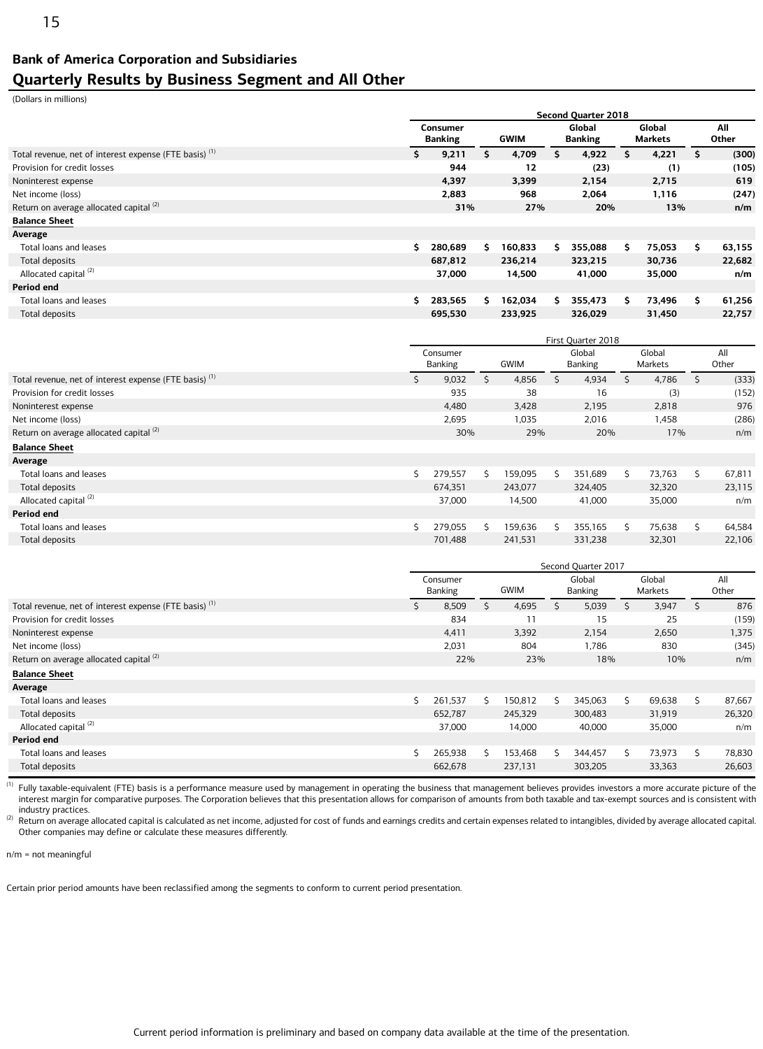## Bank of America Corporation and Subsidiaries

## Quarterly Results by Business Segment and All Other

(Dollars in millions)

| | Second Quarter 2018 | | | | |
|---|---|---|---|---|---|
| | **Consumer Banking** | **GWIM** | **Global Banking** | **Global Markets** | **All Other** |
| Total revenue, net of interest expense (FTE basis) [1] | **$ 9,211** | **$ 4,709** | **$ 4,922** | **$ 4,221** | **$ (300)** |
| Provision for credit losses | **944** | **12** | **(23)** | **(1)** | **(105)** |
| Noninterest expense | **4,397** | **3,399** | **2,154** | **2,715** | **619** |
| Net income (loss) | **2,883** | **968** | **2,064** | **1,116** | **(247)** |
| Return on average allocated capital [2] | **31%** | **27%** | **20%** | **13%** | **n/m** |
| **Balance Sheet** | | | | | |
| **Average** | | | | | |
| Total loans and leases | **$ 280,689** | **$ 160,833** | **$ 355,088** | **$ 75,053** | **$ 63,155** |
| Total deposits | **687,812** | **236,214** | **323,215** | **30,736** | **22,682** |
| Allocated capital [2] | **37,000** | **14,500** | **41,000** | **35,000** | **n/m** |
| **Period end** | | | | | |
| Total loans and leases | **$ 283,565** | **$ 162,034** | **$ 355,473** | **$ 73,496** | **$ 61,256** |
| Total deposits | **695,530** | **233,925** | **326,029** | **31,450** | **22,757** |

| | First Quarter 2018 | | | | |
|---|---|---|---|---|---|
| | Consumer Banking | GWIM | Global Banking | Global Markets | All Other |
| Total revenue, net of interest expense (FTE basis) [1] | $ 9,032 | $ 4,856 | $ 4,934 | $ 4,786 | $ (333) |
| Provision for credit losses | 935 | 38 | 16 | (3) | (152) |
| Noninterest expense | 4,480 | 3,428 | 2,195 | 2,818 | 976 |
| Net income (loss) | 2,695 | 1,035 | 2,016 | 1,458 | (286) |
| Return on average allocated capital [2] | 30% | 29% | 20% | 17% | n/m |
| **Balance Sheet** | | | | | |
| **Average** | | | | | |
| Total loans and leases | $ 279,557 | $ 159,095 | $ 351,689 | $ 73,763 | $ 67,811 |
| Total deposits | 674,351 | 243,077 | 324,405 | 32,320 | 23,115 |
| Allocated capital [2] | 37,000 | 14,500 | 41,000 | 35,000 | n/m |
| **Period end** | | | | | |
| Total loans and leases | $ 279,055 | $ 159,636 | $ 355,165 | $ 75,638 | $ 64,584 |
| Total deposits | 701,488 | 241,531 | 331,238 | 32,301 | 22,106 |

| | Second Quarter 2017 | | | | |
|---|---|---|---|---|---|
| | Consumer Banking | GWIM | Global Banking | Global Markets | All Other |
| Total revenue, net of interest expense (FTE basis) [1] | $ 8,509 | $ 4,695 | $ 5,039 | $ 3,947 | $ 876 |
| Provision for credit losses | 834 | 11 | 15 | 25 | (159) |
| Noninterest expense | 4,411 | 3,392 | 2,154 | 2,650 | 1,375 |
| Net income (loss) | 2,031 | 804 | 1,786 | 830 | (345) |
| Return on average allocated capital [2] | 22% | 23% | 18% | 10% | n/m |
| **Balance Sheet** | | | | | |
| **Average** | | | | | |
| Total loans and leases | $ 261,537 | $ 150,812 | $ 345,063 | $ 69,638 | $ 87,667 |
| Total deposits | 652,787 | 245,329 | 300,483 | 31,919 | 26,320 |
| Allocated capital [2] | 37,000 | 14,000 | 40,000 | 35,000 | n/m |
| **Period end** | | | | | |
| Total loans and leases | $ 265,938 | $ 153,468 | $ 344,457 | $ 73,973 | $ 78,830 |
| Total deposits | 662,678 | 237,131 | 303,205 | 33,363 | 26,603 |

[1] Fully taxable-equivalent (FTE) basis is a performance measure used by management in operating the business that management believes provides investors a more accurate picture of the interest margin for comparative purposes. The Corporation believes that this presentation allows for comparison of amounts from both taxable and tax-exempt sources and is consistent with industry practices.

[2] Return on average allocated capital is calculated as net income, adjusted for cost of funds and earnings credits and certain expenses related to intangibles, divided by average allocated capital. Other companies may define or calculate these measures differently.

n/m = not meaningful

Certain prior period amounts have been reclassified among the segments to conform to current period presentation.

Current period information is preliminary and based on company data available at the time of the presentation.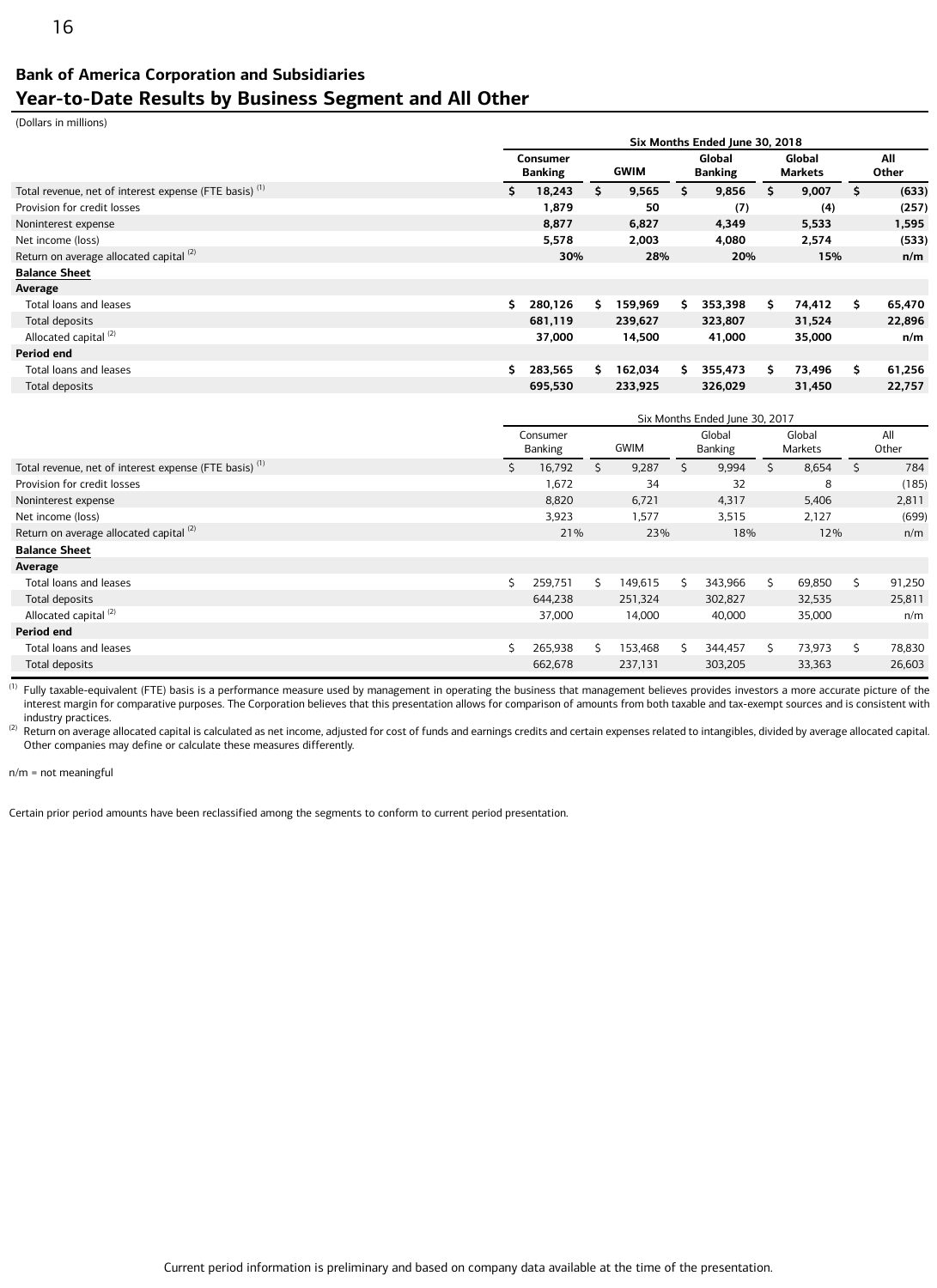**Bank of America Corporation and Subsidiaries**

## Year-to-Date Results by Business Segment and All Other

(Dollars in millions)

| | Six Months Ended June 30, 2018 | | | | |
|---|---|---|---|---|---|
| | **Consumer Banking** | **GWIM** | **Global Banking** | **Global Markets** | **All Other** |
| Total revenue, net of interest expense (FTE basis) [(1)] | **$ 18,243** | **$ 9,565** | **$ 9,856** | **$ 9,007** | **$ (633)** |
| Provision for credit losses | **1,879** | **50** | **(7)** | **(4)** | **(257)** |
| Noninterest expense | **8,877** | **6,827** | **4,349** | **5,533** | **1,595** |
| Net income (loss) | **5,578** | **2,003** | **4,080** | **2,574** | **(533)** |
| Return on average allocated capital [(2)] | **30%** | **28%** | **20%** | **15%** | **n/m** |
| **Balance Sheet** | | | | | |
| **Average** | | | | | |
| Total loans and leases | **$ 280,126** | **$ 159,969** | **$ 353,398** | **$ 74,412** | **$ 65,470** |
| Total deposits | **681,119** | **239,627** | **323,807** | **31,524** | **22,896** |
| Allocated capital [(2)] | **37,000** | **14,500** | **41,000** | **35,000** | **n/m** |
| **Period end** | | | | | |
| Total loans and leases | **$ 283,565** | **$ 162,034** | **$ 355,473** | **$ 73,496** | **$ 61,256** |
| Total deposits | **695,530** | **233,925** | **326,029** | **31,450** | **22,757** |

| | Six Months Ended June 30, 2017 | | | | |
|---|---|---|---|---|---|
| | Consumer Banking | GWIM | Global Banking | Global Markets | All Other |
| Total revenue, net of interest expense (FTE basis) [(1)] | $ 16,792 | $ 9,287 | $ 9,994 | $ 8,654 | $ 784 |
| Provision for credit losses | 1,672 | 34 | 32 | 8 | (185) |
| Noninterest expense | 8,820 | 6,721 | 4,317 | 5,406 | 2,811 |
| Net income (loss) | 3,923 | 1,577 | 3,515 | 2,127 | (699) |
| Return on average allocated capital [(2)] | 21% | 23% | 18% | 12% | n/m |
| **Balance Sheet** | | | | | |
| **Average** | | | | | |
| Total loans and leases | $ 259,751 | $ 149,615 | $ 343,966 | $ 69,850 | $ 91,250 |
| Total deposits | 644,238 | 251,324 | 302,827 | 32,535 | 25,811 |
| Allocated capital [(2)] | 37,000 | 14,000 | 40,000 | 35,000 | n/m |
| **Period end** | | | | | |
| Total loans and leases | $ 265,938 | $ 153,468 | $ 344,457 | $ 73,973 | $ 78,830 |
| Total deposits | 662,678 | 237,131 | 303,205 | 33,363 | 26,603 |

[(1)] Fully taxable-equivalent (FTE) basis is a performance measure used by management in operating the business that management believes provides investors a more accurate picture of the interest margin for comparative purposes. The Corporation believes that this presentation allows for comparison of amounts from both taxable and tax-exempt sources and is consistent with industry practices.

[(2)] Return on average allocated capital is calculated as net income, adjusted for cost of funds and earnings credits and certain expenses related to intangibles, divided by average allocated capital. Other companies may define or calculate these measures differently.

n/m = not meaningful

Certain prior period amounts have been reclassified among the segments to conform to current period presentation.

Current period information is preliminary and based on company data available at the time of the presentation.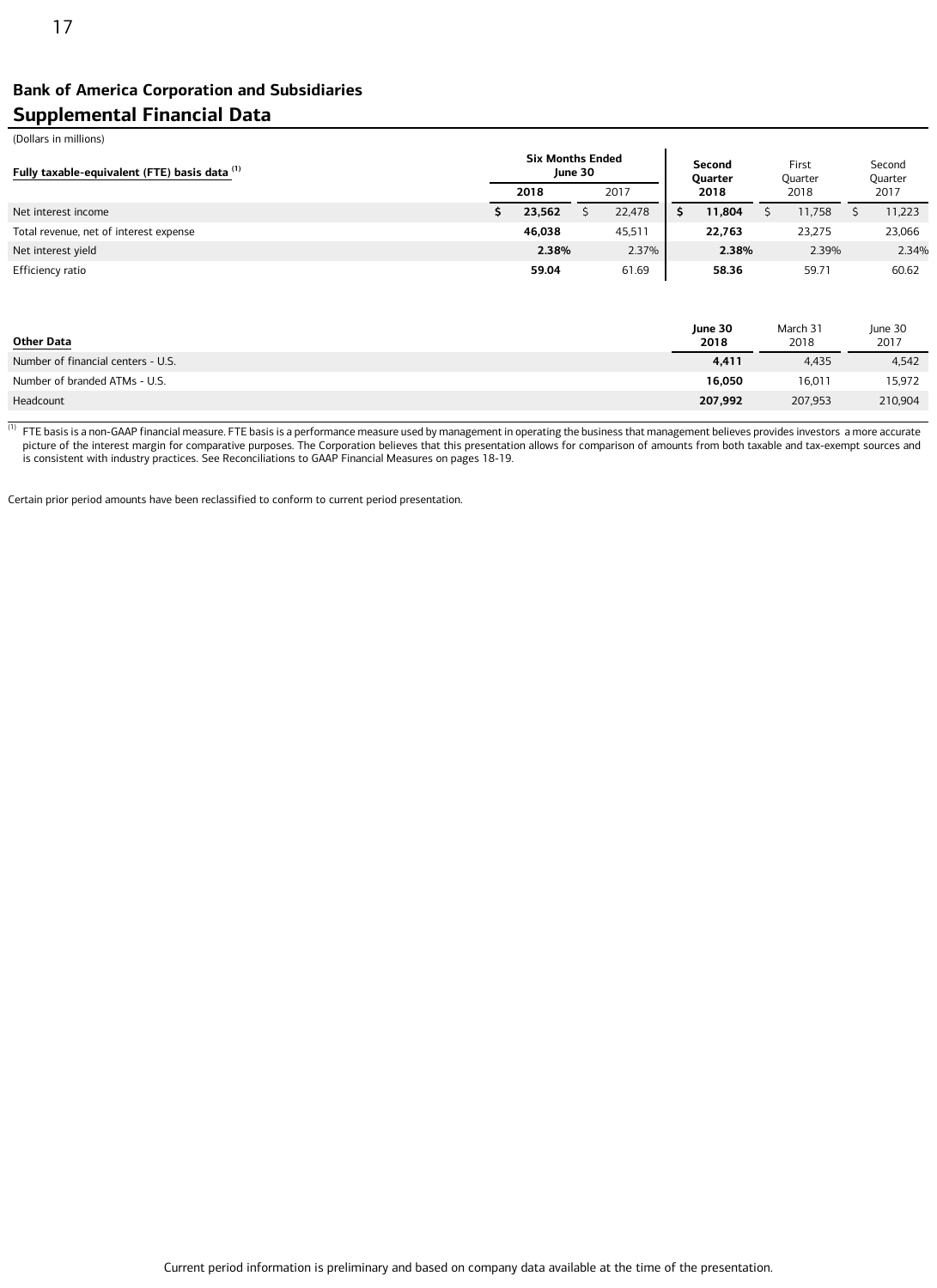## Bank of America Corporation and Subsidiaries

# Supplemental Financial Data

(Dollars in millions)

| Fully taxable-equivalent (FTE) basis data [(1)] | Six Months Ended June 30 | | Second Quarter | First Quarter | Second Quarter |
|---|---|---|---|---|---|
| | **2018** | 2017 | **2018** | 2018 | 2017 |
| Net interest income | **$ 23,562** | $ 22,478 | **$ 11,804** | $ 11,758 | $ 11,223 |
| Total revenue, net of interest expense | **46,038** | 45,511 | **22,763** | 23,275 | 23,066 |
| Net interest yield | **2.38%** | 2.37% | **2.38%** | 2.39% | 2.34% |
| Efficiency ratio | **59.04** | 61.69 | **58.36** | 59.71 | 60.62 |

| Other Data | June 30 2018 | March 31 2018 | June 30 2017 |
|---|---|---|---|
| Number of financial centers - U.S. | **4,411** | 4,435 | 4,542 |
| Number of branded ATMs - U.S. | **16,050** | 16,011 | 15,972 |
| Headcount | **207,992** | 207,953 | 210,904 |

[(1)] FTE basis is a non-GAAP financial measure. FTE basis is a performance measure used by management in operating the business that management believes provides investors a more accurate picture of the interest margin for comparative purposes. The Corporation believes that this presentation allows for comparison of amounts from both taxable and tax-exempt sources and is consistent with industry practices. See Reconciliations to GAAP Financial Measures on pages 18-19.

Certain prior period amounts have been reclassified to conform to current period presentation.

Current period information is preliminary and based on company data available at the time of the presentation.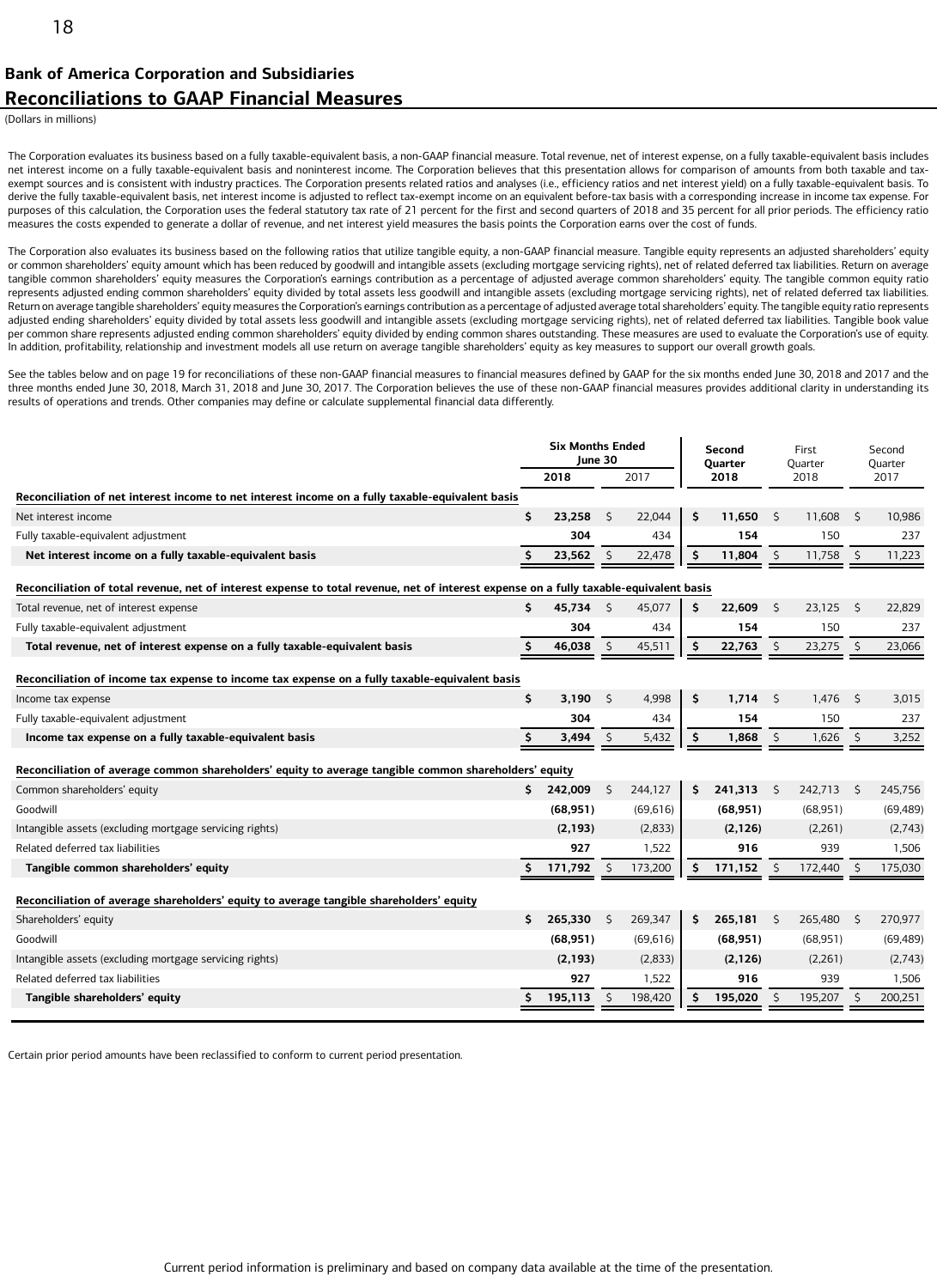## Bank of America Corporation and Subsidiaries

## Reconciliations to GAAP Financial Measures

(Dollars in millions)

The Corporation evaluates its business based on a fully taxable-equivalent basis, a non-GAAP financial measure. Total revenue, net of interest expense, on a fully taxable-equivalent basis includes net interest income on a fully taxable-equivalent basis and noninterest income. The Corporation believes that this presentation allows for comparison of amounts from both taxable and tax-exempt sources and is consistent with industry practices. The Corporation presents related ratios and analyses (i.e., efficiency ratios and net interest yield) on a fully taxable-equivalent basis. To derive the fully taxable-equivalent basis, net interest income is adjusted to reflect tax-exempt income on an equivalent before-tax basis with a corresponding increase in income tax expense. For purposes of this calculation, the Corporation uses the federal statutory tax rate of 21 percent for the first and second quarters of 2018 and 35 percent for all prior periods. The efficiency ratio measures the costs expended to generate a dollar of revenue, and net interest yield measures the basis points the Corporation earns over the cost of funds.

The Corporation also evaluates its business based on the following ratios that utilize tangible equity, a non-GAAP financial measure. Tangible equity represents an adjusted shareholders' equity or common shareholders' equity amount which has been reduced by goodwill and intangible assets (excluding mortgage servicing rights), net of related deferred tax liabilities. Return on average tangible common shareholders' equity measures the Corporation's earnings contribution as a percentage of adjusted average common shareholders' equity. The tangible common equity ratio represents adjusted ending common shareholders' equity divided by total assets less goodwill and intangible assets (excluding mortgage servicing rights), net of related deferred tax liabilities. Return on average tangible shareholders' equity measures the Corporation's earnings contribution as a percentage of adjusted average total shareholders' equity. The tangible equity ratio represents adjusted ending shareholders' equity divided by total assets less goodwill and intangible assets (excluding mortgage servicing rights), net of related deferred tax liabilities. Tangible book value per common share represents adjusted ending common shareholders' equity divided by ending common shares outstanding. These measures are used to evaluate the Corporation's use of equity. In addition, profitability, relationship and investment models all use return on average tangible shareholders' equity as key measures to support our overall growth goals.

See the tables below and on page 19 for reconciliations of these non-GAAP financial measures to financial measures defined by GAAP for the six months ended June 30, 2018 and 2017 and the three months ended June 30, 2018, March 31, 2018 and June 30, 2017. The Corporation believes the use of these non-GAAP financial measures provides additional clarity in understanding its results of operations and trends. Other companies may define or calculate supplemental financial data differently.

| | Six Months Ended June 30 | | Second Quarter | First Quarter | Second Quarter |
|---|---|---|---|---|---|
| | **2018** | 2017 | **2018** | 2018 | 2017 |
| **Reconciliation of net interest income to net interest income on a fully taxable-equivalent basis** | | | | | |
| Net interest income | **$ 23,258** | $ 22,044 | **$ 11,650** | $ 11,608 | $ 10,986 |
| Fully taxable-equivalent adjustment | **304** | 434 | **154** | 150 | 237 |
| **Net interest income on a fully taxable-equivalent basis** | **$ 23,562** | $ 22,478 | **$ 11,804** | $ 11,758 | $ 11,223 |
| **Reconciliation of total revenue, net of interest expense to total revenue, net of interest expense on a fully taxable-equivalent basis** | | | | | |
| Total revenue, net of interest expense | **$ 45,734** | $ 45,077 | **$ 22,609** | $ 23,125 | $ 22,829 |
| Fully taxable-equivalent adjustment | **304** | 434 | **154** | 150 | 237 |
| **Total revenue, net of interest expense on a fully taxable-equivalent basis** | **$ 46,038** | $ 45,511 | **$ 22,763** | $ 23,275 | $ 23,066 |
| **Reconciliation of income tax expense to income tax expense on a fully taxable-equivalent basis** | | | | | |
| Income tax expense | **$ 3,190** | $ 4,998 | **$ 1,714** | $ 1,476 | $ 3,015 |
| Fully taxable-equivalent adjustment | **304** | 434 | **154** | 150 | 237 |
| **Income tax expense on a fully taxable-equivalent basis** | **$ 3,494** | $ 5,432 | **$ 1,868** | $ 1,626 | $ 3,252 |
| **Reconciliation of average common shareholders' equity to average tangible common shareholders' equity** | | | | | |
| Common shareholders' equity | **$ 242,009** | $ 244,127 | **$ 241,313** | $ 242,713 | $ 245,756 |
| Goodwill | **(68,951)** | (69,616) | **(68,951)** | (68,951) | (69,489) |
| Intangible assets (excluding mortgage servicing rights) | **(2,193)** | (2,833) | **(2,126)** | (2,261) | (2,743) |
| Related deferred tax liabilities | **927** | 1,522 | **916** | 939 | 1,506 |
| **Tangible common shareholders' equity** | **$ 171,792** | $ 173,200 | **$ 171,152** | $ 172,440 | $ 175,030 |
| **Reconciliation of average shareholders' equity to average tangible shareholders' equity** | | | | | |
| Shareholders' equity | **$ 265,330** | $ 269,347 | **$ 265,181** | $ 265,480 | $ 270,977 |
| Goodwill | **(68,951)** | (69,616) | **(68,951)** | (68,951) | (69,489) |
| Intangible assets (excluding mortgage servicing rights) | **(2,193)** | (2,833) | **(2,126)** | (2,261) | (2,743) |
| Related deferred tax liabilities | **927** | 1,522 | **916** | 939 | 1,506 |
| **Tangible shareholders' equity** | **$ 195,113** | $ 198,420 | **$ 195,020** | $ 195,207 | $ 200,251 |

Certain prior period amounts have been reclassified to conform to current period presentation.

Current period information is preliminary and based on company data available at the time of the presentation.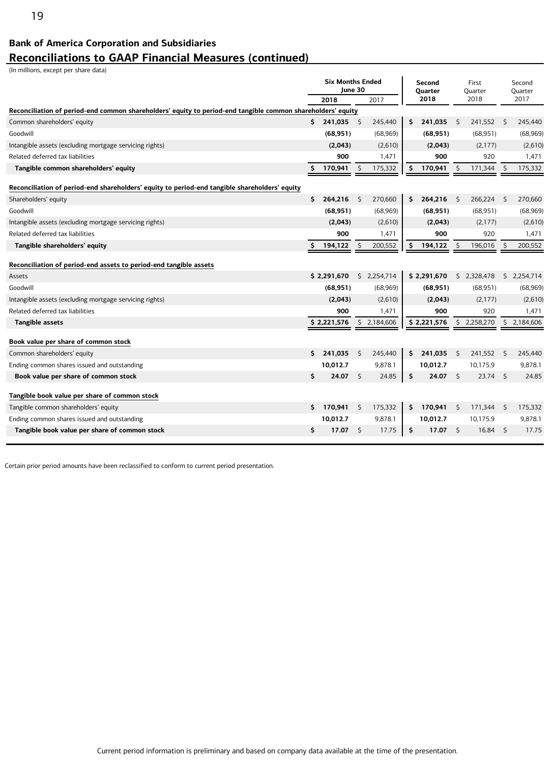**Bank of America Corporation and Subsidiaries**

## Reconciliations to GAAP Financial Measures (continued)

(In millions, except per share data)

| | Six Months Ended June 30 | | Second Quarter | First Quarter | Second Quarter |
|---|---|---|---|---|---|
| | 2018 | 2017 | 2018 | 2018 | 2017 |
| **Reconciliation of period-end common shareholders' equity to period-end tangible common shareholders' equity** | | | | | |
| Common shareholders' equity | $ 241,035 | $ 245,440 | $ 241,035 | $ 241,552 | $ 245,440 |
| Goodwill | (68,951) | (68,969) | (68,951) | (68,951) | (68,969) |
| Intangible assets (excluding mortgage servicing rights) | (2,043) | (2,610) | (2,043) | (2,177) | (2,610) |
| Related deferred tax liabilities | 900 | 1,471 | 900 | 920 | 1,471 |
| **Tangible common shareholders' equity** | $ 170,941 | $ 175,332 | $ 170,941 | $ 171,344 | $ 175,332 |
| **Reconciliation of period-end shareholders' equity to period-end tangible shareholders' equity** | | | | | |
| Shareholders' equity | $ 264,216 | $ 270,660 | $ 264,216 | $ 266,224 | $ 270,660 |
| Goodwill | (68,951) | (68,969) | (68,951) | (68,951) | (68,969) |
| Intangible assets (excluding mortgage servicing rights) | (2,043) | (2,610) | (2,043) | (2,177) | (2,610) |
| Related deferred tax liabilities | 900 | 1,471 | 900 | 920 | 1,471 |
| **Tangible shareholders' equity** | $ 194,122 | $ 200,552 | $ 194,122 | $ 196,016 | $ 200,552 |
| **Reconciliation of period-end assets to period-end tangible assets** | | | | | |
| Assets | $ 2,291,670 | $ 2,254,714 | $ 2,291,670 | $ 2,328,478 | $ 2,254,714 |
| Goodwill | (68,951) | (68,969) | (68,951) | (68,951) | (68,969) |
| Intangible assets (excluding mortgage servicing rights) | (2,043) | (2,610) | (2,043) | (2,177) | (2,610) |
| Related deferred tax liabilities | 900 | 1,471 | 900 | 920 | 1,471 |
| **Tangible assets** | $ 2,221,576 | $ 2,184,606 | $ 2,221,576 | $ 2,258,270 | $ 2,184,606 |
| **Book value per share of common stock** | | | | | |
| Common shareholders' equity | $ 241,035 | $ 245,440 | $ 241,035 | $ 241,552 | $ 245,440 |
| Ending common shares issued and outstanding | 10,012.7 | 9,878.1 | 10,012.7 | 10,175.9 | 9,878.1 |
| **Book value per share of common stock** | $ 24.07 | $ 24.85 | $ 24.07 | $ 23.74 | $ 24.85 |
| **Tangible book value per share of common stock** | | | | | |
| Tangible common shareholders' equity | $ 170,941 | $ 175,332 | $ 170,941 | $ 171,344 | $ 175,332 |
| Ending common shares issued and outstanding | 10,012.7 | 9,878.1 | 10,012.7 | 10,175.9 | 9,878.1 |
| **Tangible book value per share of common stock** | $ 17.07 | $ 17.75 | $ 17.07 | $ 16.84 | $ 17.75 |

Certain prior period amounts have been reclassified to conform to current period presentation.

Current period information is preliminary and based on company data available at the time of the presentation.